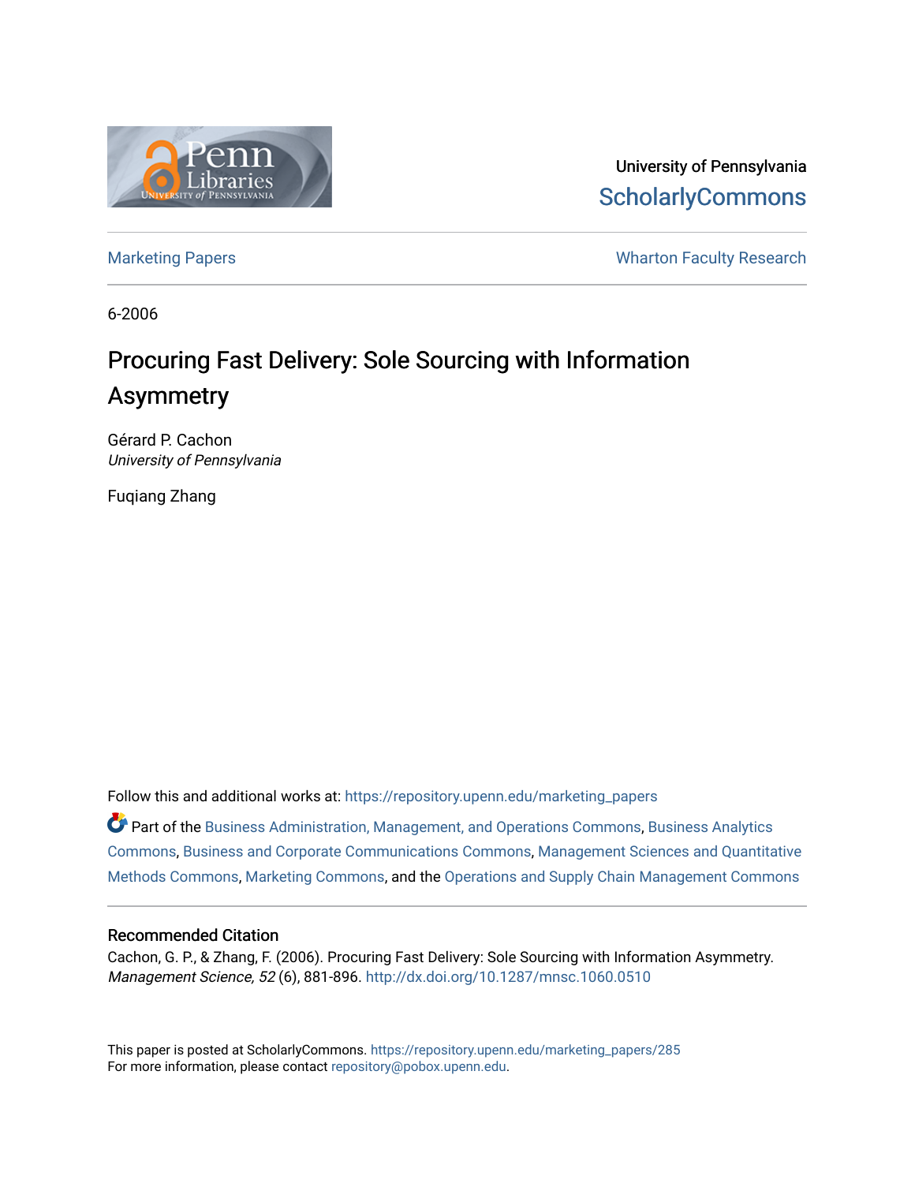University of Pennsylvania
ScholarlyCommons

Marketing Papers | Wharton Faculty Research

6-2006

# Procuring Fast Delivery: Sole Sourcing with Information Asymmetry

Gérard P. Cachon
*University of Pennsylvania*

Fuqiang Zhang

Follow this and additional works at: https://repository.upenn.edu/marketing_papers

Part of the Business Administration, Management, and Operations Commons, Business Analytics Commons, Business and Corporate Communications Commons, Management Sciences and Quantitative Methods Commons, Marketing Commons, and the Operations and Supply Chain Management Commons

## Recommended Citation

Cachon, G. P., & Zhang, F. (2006). Procuring Fast Delivery: Sole Sourcing with Information Asymmetry. *Management Science, 52* (6), 881-896. http://dx.doi.org/10.1287/mnsc.1060.0510

This paper is posted at ScholarlyCommons. https://repository.upenn.edu/marketing_papers/285
For more information, please contact repository@pobox.upenn.edu.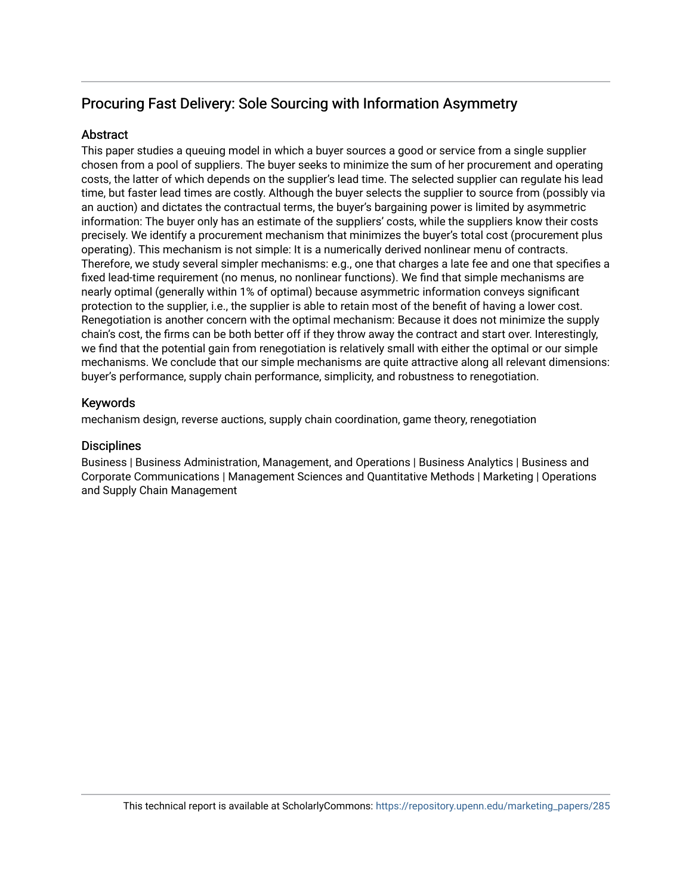# Procuring Fast Delivery: Sole Sourcing with Information Asymmetry

## Abstract

This paper studies a queuing model in which a buyer sources a good or service from a single supplier chosen from a pool of suppliers. The buyer seeks to minimize the sum of her procurement and operating costs, the latter of which depends on the supplier's lead time. The selected supplier can regulate his lead time, but faster lead times are costly. Although the buyer selects the supplier to source from (possibly via an auction) and dictates the contractual terms, the buyer's bargaining power is limited by asymmetric information: The buyer only has an estimate of the suppliers' costs, while the suppliers know their costs precisely. We identify a procurement mechanism that minimizes the buyer's total cost (procurement plus operating). This mechanism is not simple: It is a numerically derived nonlinear menu of contracts. Therefore, we study several simpler mechanisms: e.g., one that charges a late fee and one that specifies a fixed lead-time requirement (no menus, no nonlinear functions). We find that simple mechanisms are nearly optimal (generally within 1% of optimal) because asymmetric information conveys significant protection to the supplier, i.e., the supplier is able to retain most of the benefit of having a lower cost. Renegotiation is another concern with the optimal mechanism: Because it does not minimize the supply chain's cost, the firms can be both better off if they throw away the contract and start over. Interestingly, we find that the potential gain from renegotiation is relatively small with either the optimal or our simple mechanisms. We conclude that our simple mechanisms are quite attractive along all relevant dimensions: buyer's performance, supply chain performance, simplicity, and robustness to renegotiation.

## Keywords

mechanism design, reverse auctions, supply chain coordination, game theory, renegotiation

## Disciplines

Business | Business Administration, Management, and Operations | Business Analytics | Business and Corporate Communications | Management Sciences and Quantitative Methods | Marketing | Operations and Supply Chain Management

This technical report is available at ScholarlyCommons: https://repository.upenn.edu/marketing_papers/285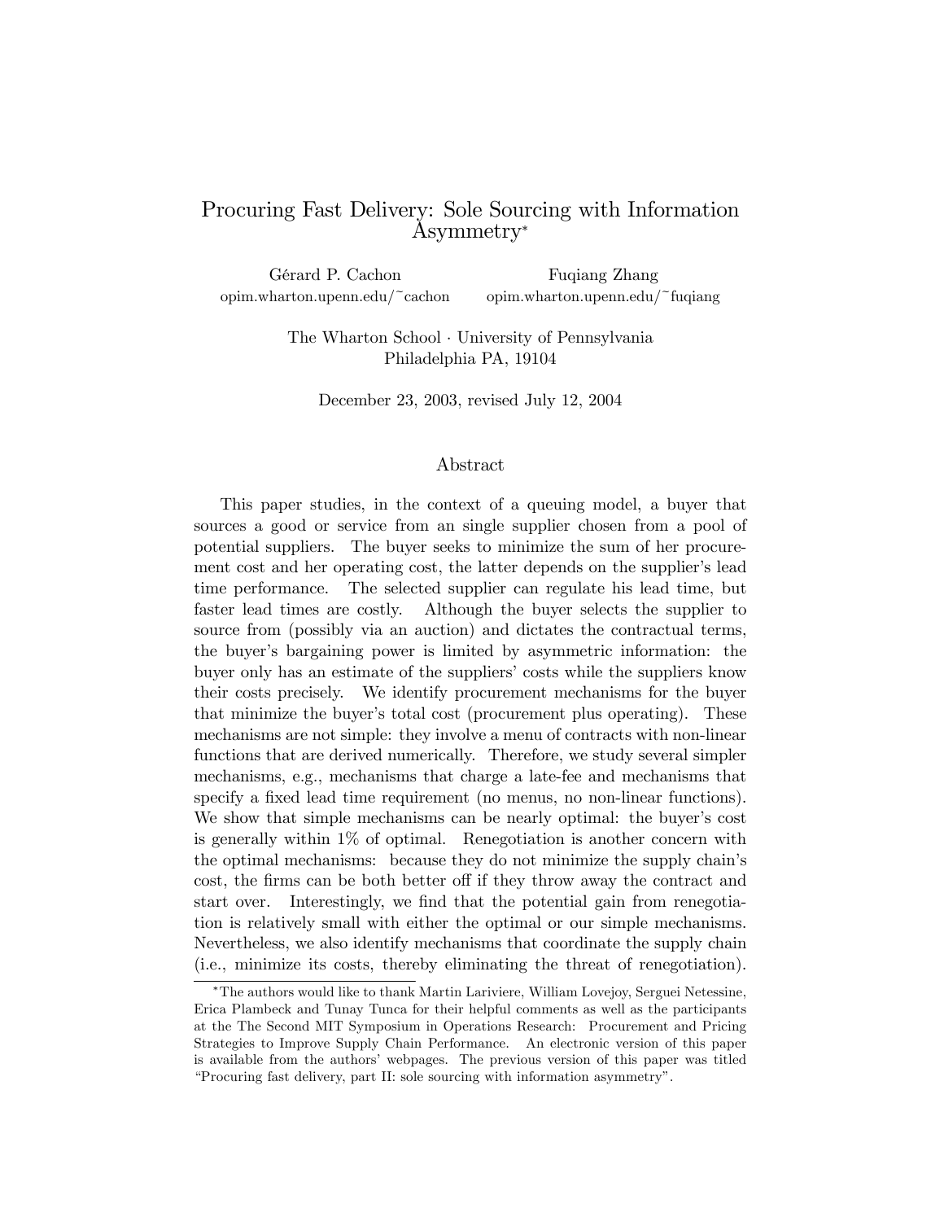# Procuring Fast Delivery: Sole Sourcing with Information Asymmetry*

Gérard P. Cachon
opim.wharton.upenn.edu/~cachon

Fuqiang Zhang
opim.wharton.upenn.edu/~fuqiang

The Wharton School · University of Pennsylvania
Philadelphia PA, 19104

December 23, 2003, revised July 12, 2004

## Abstract

This paper studies, in the context of a queuing model, a buyer that sources a good or service from an single supplier chosen from a pool of potential suppliers. The buyer seeks to minimize the sum of her procurement cost and her operating cost, the latter depends on the supplier's lead time performance. The selected supplier can regulate his lead time, but faster lead times are costly. Although the buyer selects the supplier to source from (possibly via an auction) and dictates the contractual terms, the buyer's bargaining power is limited by asymmetric information: the buyer only has an estimate of the suppliers' costs while the suppliers know their costs precisely. We identify procurement mechanisms for the buyer that minimize the buyer's total cost (procurement plus operating). These mechanisms are not simple: they involve a menu of contracts with non-linear functions that are derived numerically. Therefore, we study several simpler mechanisms, e.g., mechanisms that charge a late-fee and mechanisms that specify a fixed lead time requirement (no menus, no non-linear functions). We show that simple mechanisms can be nearly optimal: the buyer's cost is generally within 1% of optimal. Renegotiation is another concern with the optimal mechanisms: because they do not minimize the supply chain's cost, the firms can be both better off if they throw away the contract and start over. Interestingly, we find that the potential gain from renegotiation is relatively small with either the optimal or our simple mechanisms. Nevertheless, we also identify mechanisms that coordinate the supply chain (i.e., minimize its costs, thereby eliminating the threat of renegotiation).

*The authors would like to thank Martin Lariviere, William Lovejoy, Serguei Netessine, Erica Plambeck and Tunay Tunca for their helpful comments as well as the participants at the The Second MIT Symposium in Operations Research: Procurement and Pricing Strategies to Improve Supply Chain Performance. An electronic version of this paper is available from the authors' webpages. The previous version of this paper was titled "Procuring fast delivery, part II: sole sourcing with information asymmetry".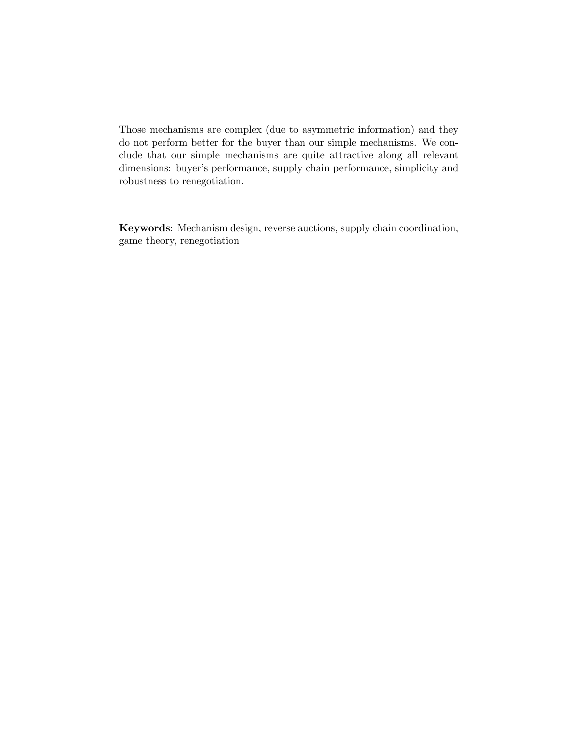Those mechanisms are complex (due to asymmetric information) and they do not perform better for the buyer than our simple mechanisms. We conclude that our simple mechanisms are quite attractive along all relevant dimensions: buyer's performance, supply chain performance, simplicity and robustness to renegotiation.

**Keywords**: Mechanism design, reverse auctions, supply chain coordination, game theory, renegotiation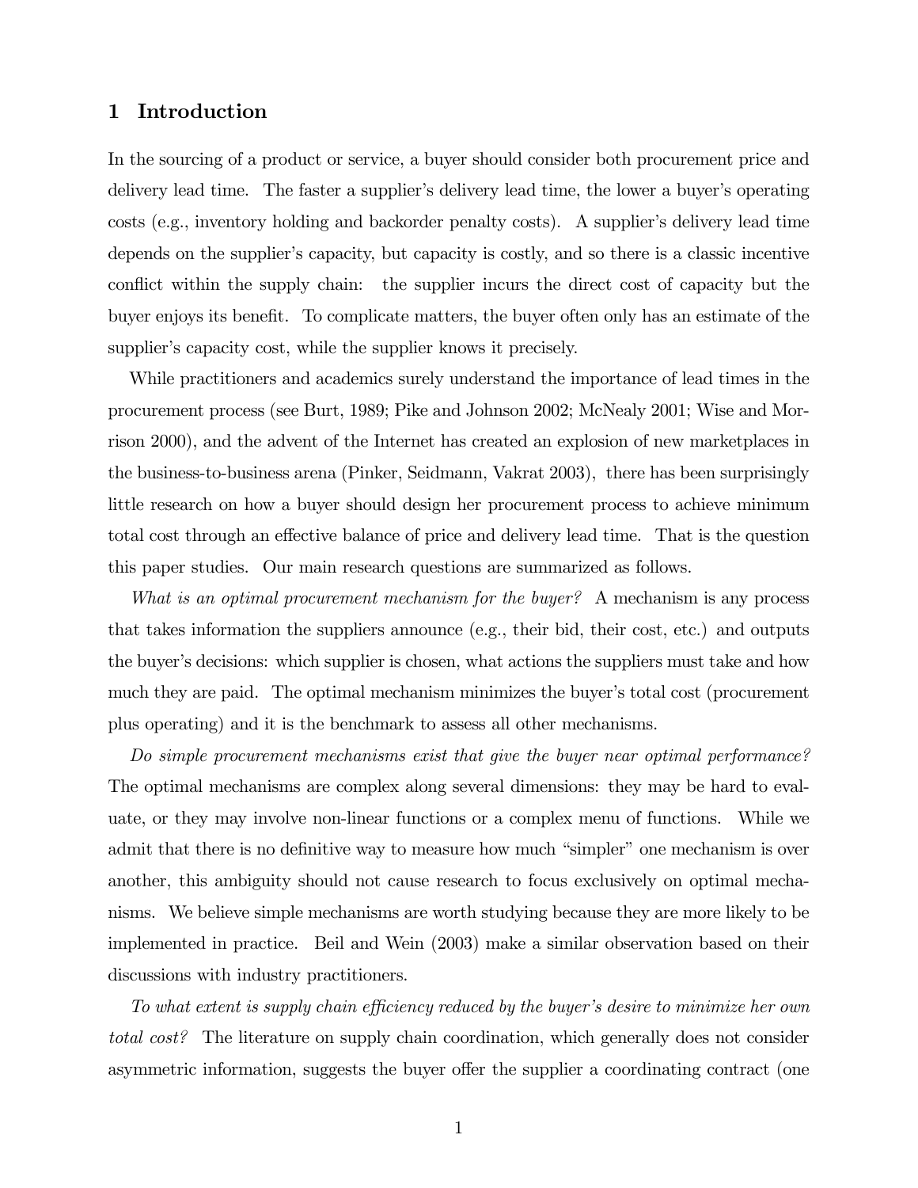## 1 Introduction

In the sourcing of a product or service, a buyer should consider both procurement price and delivery lead time. The faster a supplier's delivery lead time, the lower a buyer's operating costs (e.g., inventory holding and backorder penalty costs). A supplier's delivery lead time depends on the supplier's capacity, but capacity is costly, and so there is a classic incentive conflict within the supply chain: the supplier incurs the direct cost of capacity but the buyer enjoys its benefit. To complicate matters, the buyer often only has an estimate of the supplier's capacity cost, while the supplier knows it precisely.

While practitioners and academics surely understand the importance of lead times in the procurement process (see Burt, 1989; Pike and Johnson 2002; McNealy 2001; Wise and Morrison 2000), and the advent of the Internet has created an explosion of new marketplaces in the business-to-business arena (Pinker, Seidmann, Vakrat 2003), there has been surprisingly little research on how a buyer should design her procurement process to achieve minimum total cost through an effective balance of price and delivery lead time. That is the question this paper studies. Our main research questions are summarized as follows.

*What is an optimal procurement mechanism for the buyer?* A mechanism is any process that takes information the suppliers announce (e.g., their bid, their cost, etc.) and outputs the buyer's decisions: which supplier is chosen, what actions the suppliers must take and how much they are paid. The optimal mechanism minimizes the buyer's total cost (procurement plus operating) and it is the benchmark to assess all other mechanisms.

*Do simple procurement mechanisms exist that give the buyer near optimal performance?* The optimal mechanisms are complex along several dimensions: they may be hard to evaluate, or they may involve non-linear functions or a complex menu of functions. While we admit that there is no definitive way to measure how much "simpler" one mechanism is over another, this ambiguity should not cause research to focus exclusively on optimal mechanisms. We believe simple mechanisms are worth studying because they are more likely to be implemented in practice. Beil and Wein (2003) make a similar observation based on their discussions with industry practitioners.

*To what extent is supply chain efficiency reduced by the buyer's desire to minimize her own total cost?* The literature on supply chain coordination, which generally does not consider asymmetric information, suggests the buyer offer the supplier a coordinating contract (one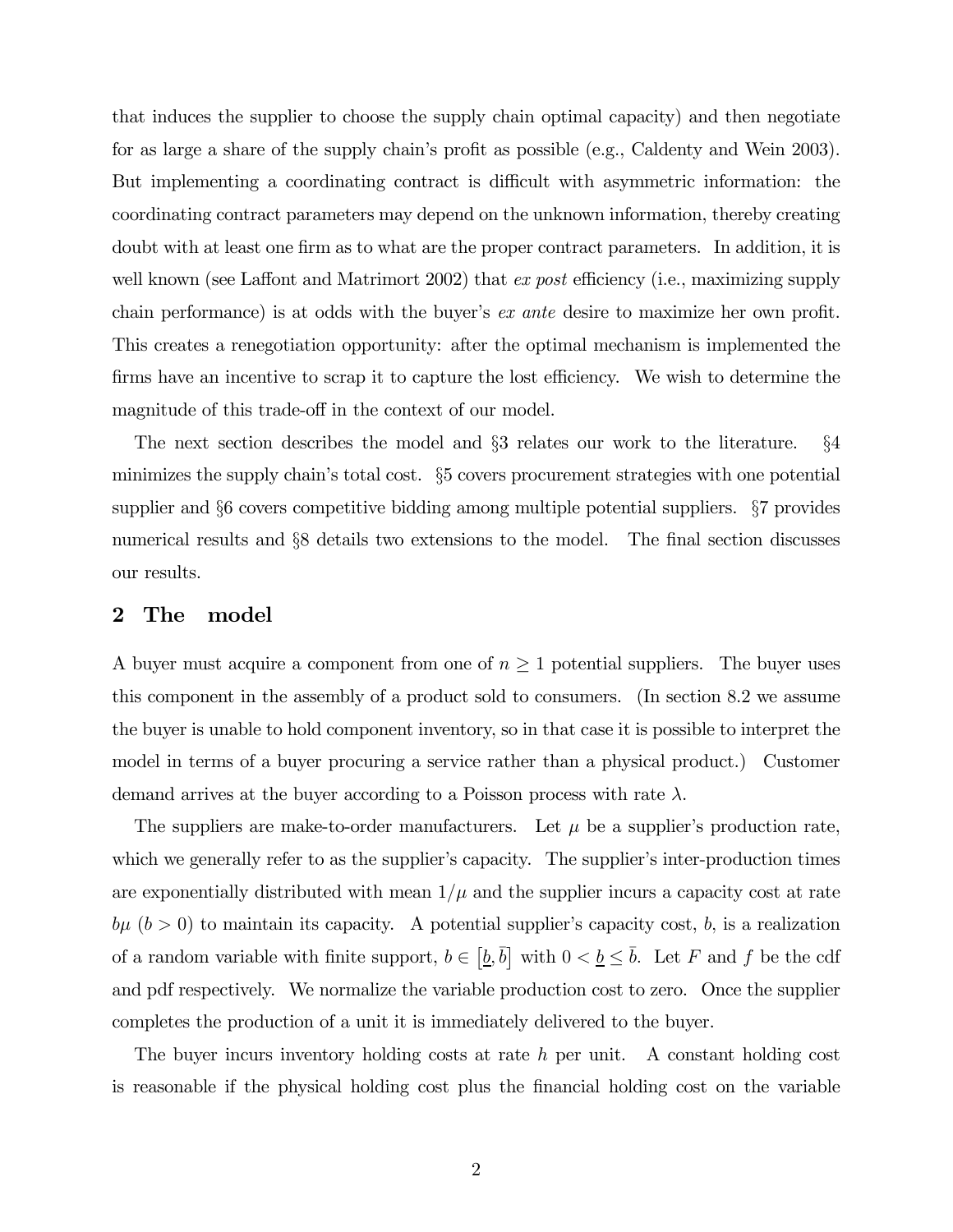that induces the supplier to choose the supply chain optimal capacity) and then negotiate for as large a share of the supply chain's profit as possible (e.g., Caldenty and Wein 2003). But implementing a coordinating contract is difficult with asymmetric information: the coordinating contract parameters may depend on the unknown information, thereby creating doubt with at least one firm as to what are the proper contract parameters. In addition, it is well known (see Laffont and Matrimort 2002) that *ex post* efficiency (i.e., maximizing supply chain performance) is at odds with the buyer's *ex ante* desire to maximize her own profit. This creates a renegotiation opportunity: after the optimal mechanism is implemented the firms have an incentive to scrap it to capture the lost efficiency. We wish to determine the magnitude of this trade-off in the context of our model.

The next section describes the model and §3 relates our work to the literature. §4 minimizes the supply chain's total cost. §5 covers procurement strategies with one potential supplier and §6 covers competitive bidding among multiple potential suppliers. §7 provides numerical results and §8 details two extensions to the model. The final section discusses our results.

## 2 The model

A buyer must acquire a component from one of $n \geq 1$ potential suppliers. The buyer uses this component in the assembly of a product sold to consumers. (In section 8.2 we assume the buyer is unable to hold component inventory, so in that case it is possible to interpret the model in terms of a buyer procuring a service rather than a physical product.) Customer demand arrives at the buyer according to a Poisson process with rate $\lambda$.

The suppliers are make-to-order manufacturers. Let $\mu$ be a supplier's production rate, which we generally refer to as the supplier's capacity. The supplier's inter-production times are exponentially distributed with mean $1/\mu$ and the supplier incurs a capacity cost at rate $b\mu$ ($b > 0$) to maintain its capacity. A potential supplier's capacity cost, $b$, is a realization of a random variable with finite support, $b \in [\underline{b}, \bar{b}]$ with $0 < \underline{b} \leq \bar{b}$. Let $F$ and $f$ be the cdf and pdf respectively. We normalize the variable production cost to zero. Once the supplier completes the production of a unit it is immediately delivered to the buyer.

The buyer incurs inventory holding costs at rate $h$ per unit. A constant holding cost is reasonable if the physical holding cost plus the financial holding cost on the variable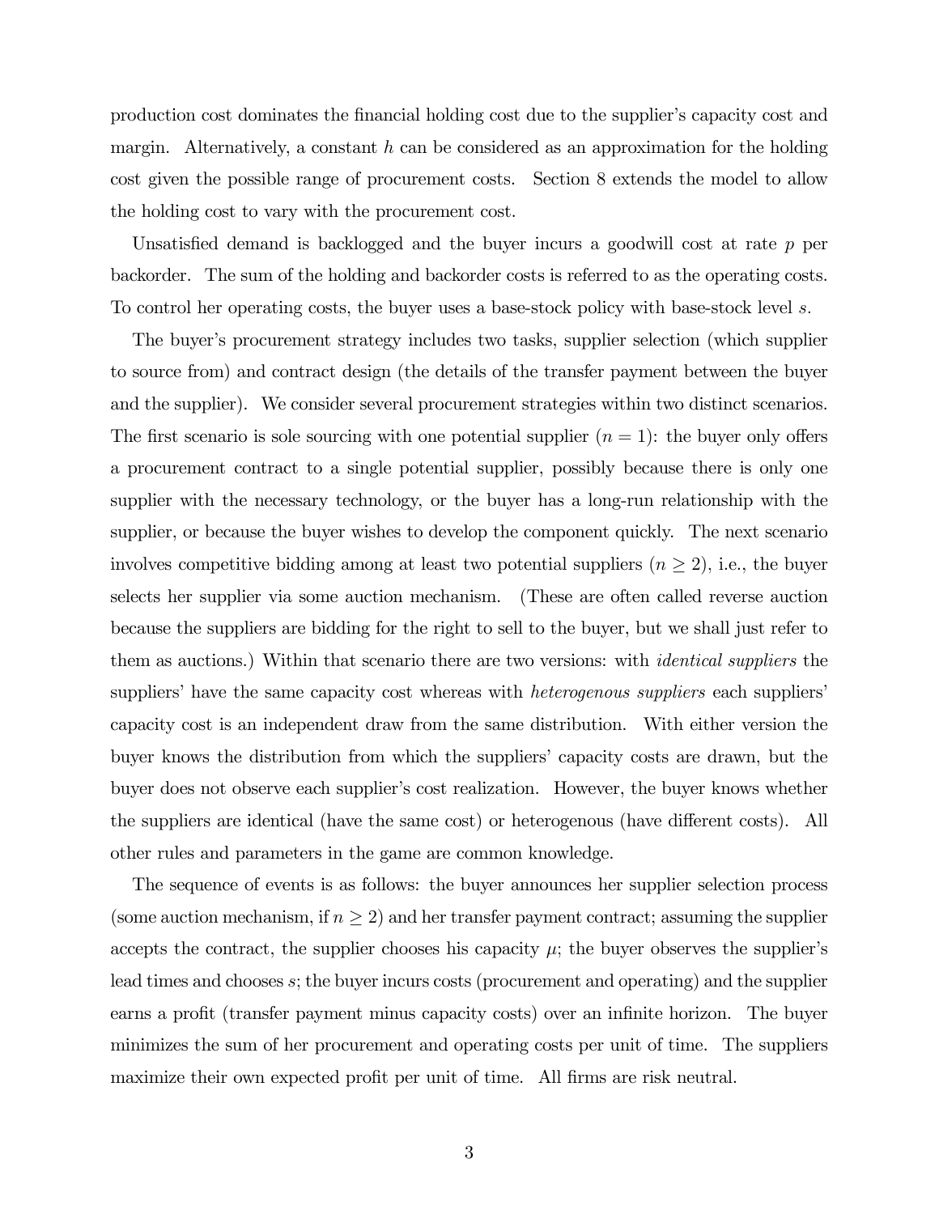production cost dominates the financial holding cost due to the supplier's capacity cost and margin. Alternatively, a constant $h$ can be considered as an approximation for the holding cost given the possible range of procurement costs. Section 8 extends the model to allow the holding cost to vary with the procurement cost.

Unsatisfied demand is backlogged and the buyer incurs a goodwill cost at rate $p$ per backorder. The sum of the holding and backorder costs is referred to as the operating costs. To control her operating costs, the buyer uses a base-stock policy with base-stock level $s$.

The buyer's procurement strategy includes two tasks, supplier selection (which supplier to source from) and contract design (the details of the transfer payment between the buyer and the supplier). We consider several procurement strategies within two distinct scenarios. The first scenario is sole sourcing with one potential supplier ($n = 1$): the buyer only offers a procurement contract to a single potential supplier, possibly because there is only one supplier with the necessary technology, or the buyer has a long-run relationship with the supplier, or because the buyer wishes to develop the component quickly. The next scenario involves competitive bidding among at least two potential suppliers ($n \geq 2$), i.e., the buyer selects her supplier via some auction mechanism. (These are often called reverse auction because the suppliers are bidding for the right to sell to the buyer, but we shall just refer to them as auctions.) Within that scenario there are two versions: with *identical suppliers* the suppliers' have the same capacity cost whereas with *heterogenous suppliers* each suppliers' capacity cost is an independent draw from the same distribution. With either version the buyer knows the distribution from which the suppliers' capacity costs are drawn, but the buyer does not observe each supplier's cost realization. However, the buyer knows whether the suppliers are identical (have the same cost) or heterogenous (have different costs). All other rules and parameters in the game are common knowledge.

The sequence of events is as follows: the buyer announces her supplier selection process (some auction mechanism, if $n \geq 2$) and her transfer payment contract; assuming the supplier accepts the contract, the supplier chooses his capacity $\mu$; the buyer observes the supplier's lead times and chooses $s$; the buyer incurs costs (procurement and operating) and the supplier earns a profit (transfer payment minus capacity costs) over an infinite horizon. The buyer minimizes the sum of her procurement and operating costs per unit of time. The suppliers maximize their own expected profit per unit of time. All firms are risk neutral.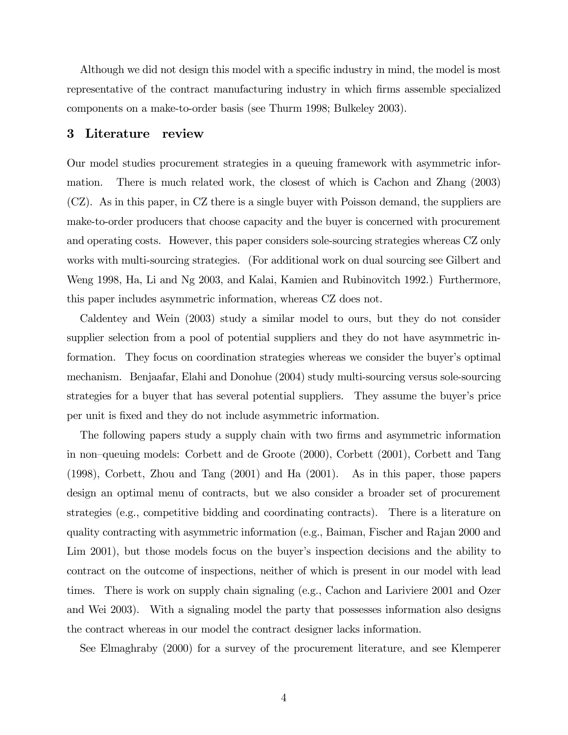Although we did not design this model with a specific industry in mind, the model is most representative of the contract manufacturing industry in which firms assemble specialized components on a make-to-order basis (see Thurm 1998; Bulkeley 2003).

## 3 Literature review

Our model studies procurement strategies in a queuing framework with asymmetric information. There is much related work, the closest of which is Cachon and Zhang (2003) (CZ). As in this paper, in CZ there is a single buyer with Poisson demand, the suppliers are make-to-order producers that choose capacity and the buyer is concerned with procurement and operating costs. However, this paper considers sole-sourcing strategies whereas CZ only works with multi-sourcing strategies. (For additional work on dual sourcing see Gilbert and Weng 1998, Ha, Li and Ng 2003, and Kalai, Kamien and Rubinovitch 1992.) Furthermore, this paper includes asymmetric information, whereas CZ does not.

Caldentey and Wein (2003) study a similar model to ours, but they do not consider supplier selection from a pool of potential suppliers and they do not have asymmetric information. They focus on coordination strategies whereas we consider the buyer's optimal mechanism. Benjaafar, Elahi and Donohue (2004) study multi-sourcing versus sole-sourcing strategies for a buyer that has several potential suppliers. They assume the buyer's price per unit is fixed and they do not include asymmetric information.

The following papers study a supply chain with two firms and asymmetric information in non–queuing models: Corbett and de Groote (2000), Corbett (2001), Corbett and Tang (1998), Corbett, Zhou and Tang (2001) and Ha (2001). As in this paper, those papers design an optimal menu of contracts, but we also consider a broader set of procurement strategies (e.g., competitive bidding and coordinating contracts). There is a literature on quality contracting with asymmetric information (e.g., Baiman, Fischer and Rajan 2000 and Lim 2001), but those models focus on the buyer's inspection decisions and the ability to contract on the outcome of inspections, neither of which is present in our model with lead times. There is work on supply chain signaling (e.g., Cachon and Lariviere 2001 and Ozer and Wei 2003). With a signaling model the party that possesses information also designs the contract whereas in our model the contract designer lacks information.

See Elmaghraby (2000) for a survey of the procurement literature, and see Klemperer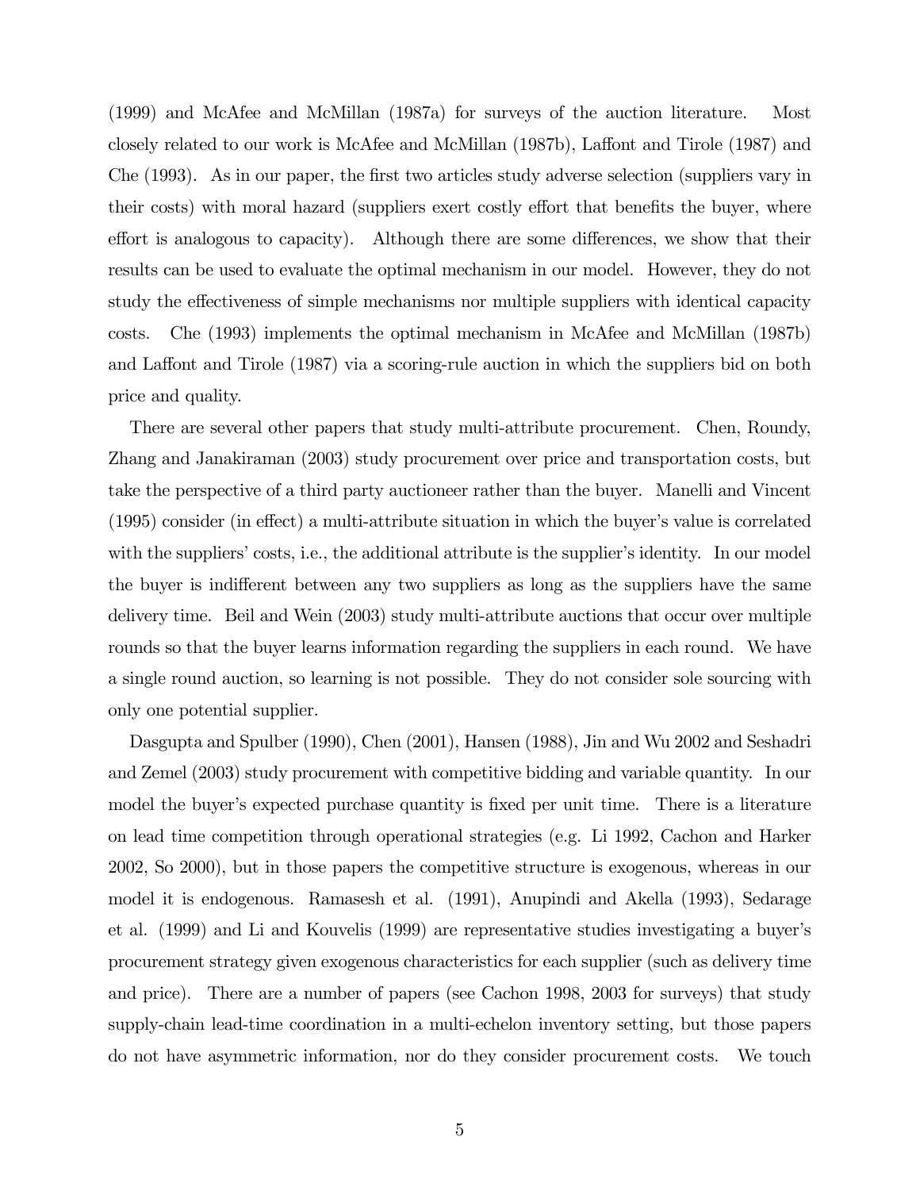(1999) and McAfee and McMillan (1987a) for surveys of the auction literature. Most closely related to our work is McAfee and McMillan (1987b), Laffont and Tirole (1987) and Che (1993). As in our paper, the first two articles study adverse selection (suppliers vary in their costs) with moral hazard (suppliers exert costly effort that benefits the buyer, where effort is analogous to capacity). Although there are some differences, we show that their results can be used to evaluate the optimal mechanism in our model. However, they do not study the effectiveness of simple mechanisms nor multiple suppliers with identical capacity costs. Che (1993) implements the optimal mechanism in McAfee and McMillan (1987b) and Laffont and Tirole (1987) via a scoring-rule auction in which the suppliers bid on both price and quality.

There are several other papers that study multi-attribute procurement. Chen, Roundy, Zhang and Janakiraman (2003) study procurement over price and transportation costs, but take the perspective of a third party auctioneer rather than the buyer. Manelli and Vincent (1995) consider (in effect) a multi-attribute situation in which the buyer's value is correlated with the suppliers' costs, i.e., the additional attribute is the supplier's identity. In our model the buyer is indifferent between any two suppliers as long as the suppliers have the same delivery time. Beil and Wein (2003) study multi-attribute auctions that occur over multiple rounds so that the buyer learns information regarding the suppliers in each round. We have a single round auction, so learning is not possible. They do not consider sole sourcing with only one potential supplier.

Dasgupta and Spulber (1990), Chen (2001), Hansen (1988), Jin and Wu 2002 and Seshadri and Zemel (2003) study procurement with competitive bidding and variable quantity. In our model the buyer's expected purchase quantity is fixed per unit time. There is a literature on lead time competition through operational strategies (e.g. Li 1992, Cachon and Harker 2002, So 2000), but in those papers the competitive structure is exogenous, whereas in our model it is endogenous. Ramasesh et al. (1991), Anupindi and Akella (1993), Sedarage et al. (1999) and Li and Kouvelis (1999) are representative studies investigating a buyer's procurement strategy given exogenous characteristics for each supplier (such as delivery time and price). There are a number of papers (see Cachon 1998, 2003 for surveys) that study supply-chain lead-time coordination in a multi-echelon inventory setting, but those papers do not have asymmetric information, nor do they consider procurement costs. We touch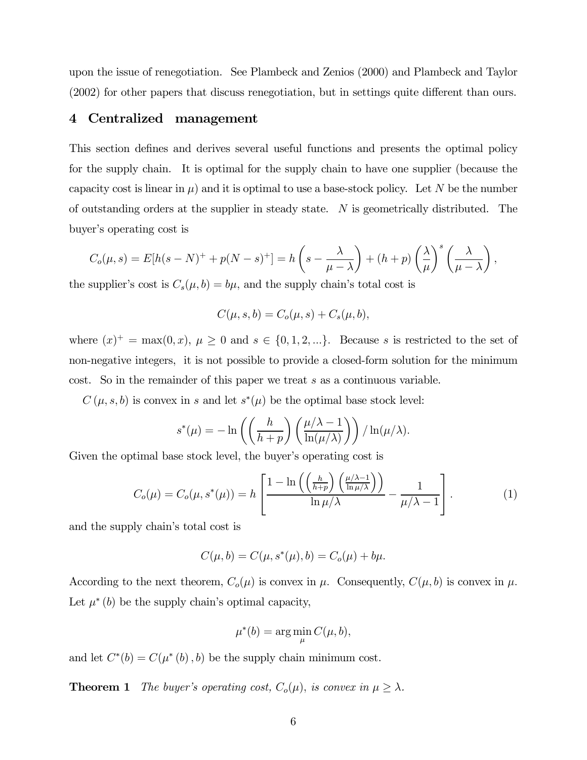upon the issue of renegotiation. See Plambeck and Zenios (2000) and Plambeck and Taylor (2002) for other papers that discuss renegotiation, but in settings quite different than ours.

## 4 Centralized management

This section defines and derives several useful functions and presents the optimal policy for the supply chain. It is optimal for the supply chain to have one supplier (because the capacity cost is linear in $\mu$) and it is optimal to use a base-stock policy. Let $N$ be the number of outstanding orders at the supplier in steady state. $N$ is geometrically distributed. The buyer's operating cost is

$$C_o(\mu, s) = E[h(s-N)^+ + p(N-s)^+] = h\left(s - \frac{\lambda}{\mu - \lambda}\right) + (h+p)\left(\frac{\lambda}{\mu}\right)^s \left(\frac{\lambda}{\mu - \lambda}\right),$$

the supplier's cost is $C_s(\mu, b) = b\mu$, and the supply chain's total cost is

$$C(\mu, s, b) = C_o(\mu, s) + C_s(\mu, b),$$

where $(x)^+ = \max(0, x)$, $\mu \geq 0$ and $s \in \{0, 1, 2, ...\}$. Because $s$ is restricted to the set of non-negative integers, it is not possible to provide a closed-form solution for the minimum cost. So in the remainder of this paper we treat $s$ as a continuous variable.

$C(\mu, s, b)$ is convex in $s$ and let $s^*(\mu)$ be the optimal base stock level:

$$s^*(\mu) = -\ln\left(\left(\frac{h}{h+p}\right)\left(\frac{\mu/\lambda - 1}{\ln(\mu/\lambda)}\right)\right)/\ln(\mu/\lambda).$$

Given the optimal base stock level, the buyer's operating cost is

$$C_o(\mu) = C_o(\mu, s^*(\mu)) = h\left[\frac{1 - \ln\left(\left(\frac{h}{h+p}\right)\left(\frac{\mu/\lambda - 1}{\ln \mu/\lambda}\right)\right)}{\ln \mu/\lambda} - \frac{1}{\mu/\lambda - 1}\right]. \tag{1}$$

and the supply chain's total cost is

$$C(\mu, b) = C(\mu, s^*(\mu), b) = C_o(\mu) + b\mu.$$

According to the next theorem, $C_o(\mu)$ is convex in $\mu$. Consequently, $C(\mu, b)$ is convex in $\mu$. Let $\mu^*(b)$ be the supply chain's optimal capacity,

$$\mu^*(b) = \arg\min_{\mu} C(\mu, b),$$

and let $C^*(b) = C(\mu^*(b), b)$ be the supply chain minimum cost.

**Theorem 1** *The buyer's operating cost, $C_o(\mu)$, is convex in $\mu \geq \lambda$.*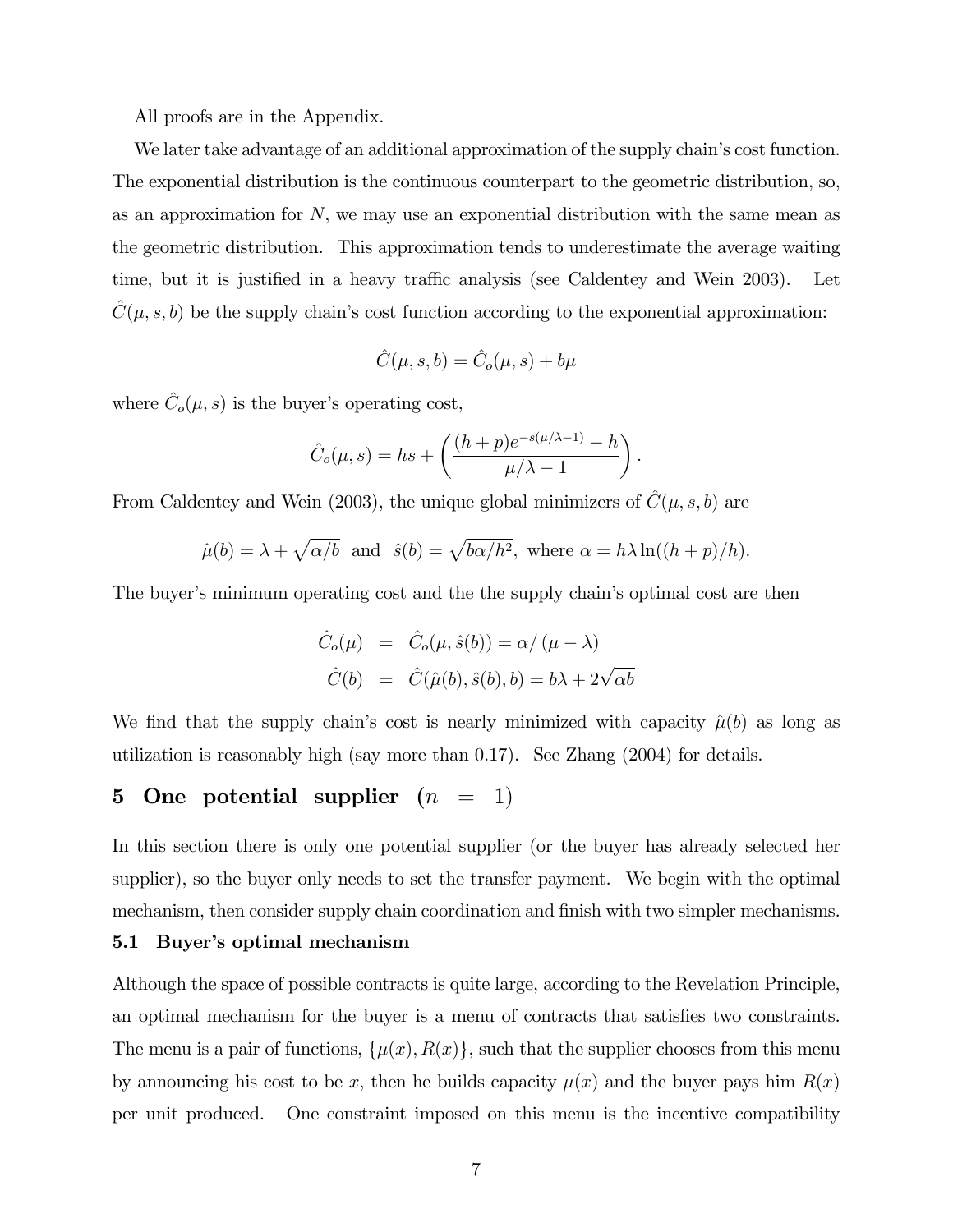All proofs are in the Appendix.

We later take advantage of an additional approximation of the supply chain's cost function. The exponential distribution is the continuous counterpart to the geometric distribution, so, as an approximation for $N$, we may use an exponential distribution with the same mean as the geometric distribution. This approximation tends to underestimate the average waiting time, but it is justified in a heavy traffic analysis (see Caldentey and Wein 2003). Let $\hat{C}(\mu, s, b)$ be the supply chain's cost function according to the exponential approximation:

$$\hat{C}(\mu, s, b) = \hat{C}_o(\mu, s) + b\mu$$

where $\hat{C}_o(\mu, s)$ is the buyer's operating cost,

$$\hat{C}_o(\mu, s) = hs + \left( \frac{(h+p)e^{-s(\mu/\lambda - 1)} - h}{\mu/\lambda - 1} \right).$$

From Caldentey and Wein (2003), the unique global minimizers of $\hat{C}(\mu, s, b)$ are

$$\hat{\mu}(b) = \lambda + \sqrt{\alpha/b} \text{ and } \hat{s}(b) = \sqrt{b\alpha/h^2}, \text{ where } \alpha = h\lambda \ln((h+p)/h).$$

The buyer's minimum operating cost and the the supply chain's optimal cost are then

$$\begin{aligned} \hat{C}_o(\mu) &= \hat{C}_o(\mu, \hat{s}(b)) = \alpha / (\mu - \lambda) \\ \hat{C}(b) &= \hat{C}(\hat{\mu}(b), \hat{s}(b), b) = b\lambda + 2\sqrt{\alpha b} \end{aligned}$$

We find that the supply chain's cost is nearly minimized with capacity $\hat{\mu}(b)$ as long as utilization is reasonably high (say more than 0.17). See Zhang (2004) for details.

# 5 One potential supplier ($n = 1$)

In this section there is only one potential supplier (or the buyer has already selected her supplier), so the buyer only needs to set the transfer payment. We begin with the optimal mechanism, then consider supply chain coordination and finish with two simpler mechanisms.

## 5.1 Buyer's optimal mechanism

Although the space of possible contracts is quite large, according to the Revelation Principle, an optimal mechanism for the buyer is a menu of contracts that satisfies two constraints. The menu is a pair of functions, $\{\mu(x), R(x)\}$, such that the supplier chooses from this menu by announcing his cost to be $x$, then he builds capacity $\mu(x)$ and the buyer pays him $R(x)$ per unit produced. One constraint imposed on this menu is the incentive compatibility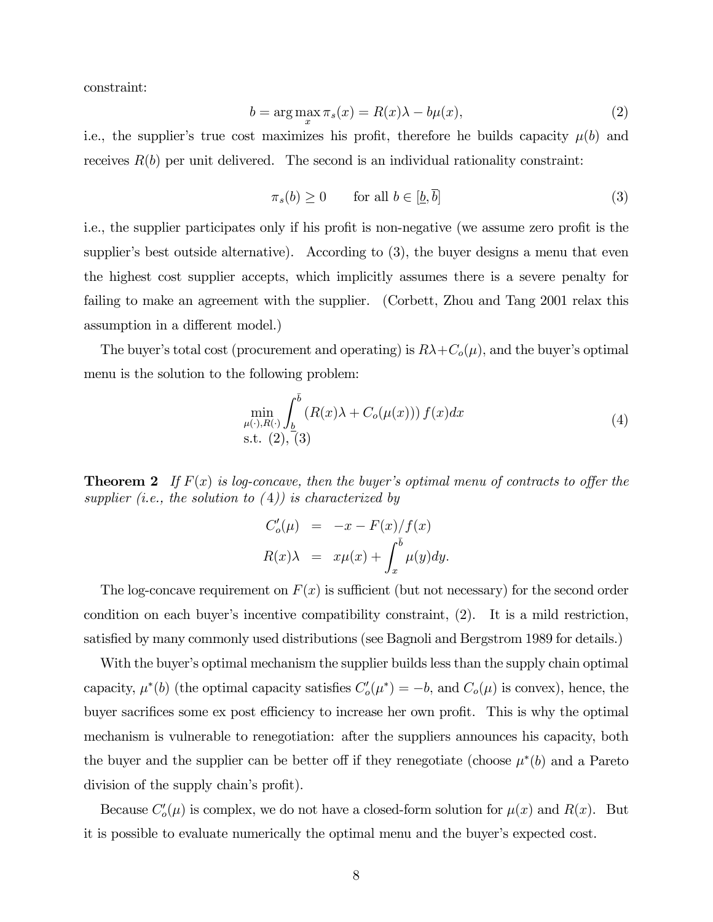constraint:

$$b = \arg\max_{x} \pi_s(x) = R(x)\lambda - b\mu(x), \tag{2}$$

i.e., the supplier's true cost maximizes his profit, therefore he builds capacity $\mu(b)$ and receives $R(b)$ per unit delivered. The second is an individual rationality constraint:

$$\pi_s(b) \geq 0 \qquad \text{for all } b \in [\underline{b}, \overline{b}] \tag{3}$$

i.e., the supplier participates only if his profit is non-negative (we assume zero profit is the supplier's best outside alternative). According to (3), the buyer designs a menu that even the highest cost supplier accepts, which implicitly assumes there is a severe penalty for failing to make an agreement with the supplier. (Corbett, Zhou and Tang 2001 relax this assumption in a different model.)

The buyer's total cost (procurement and operating) is $R\lambda + C_o(\mu)$, and the buyer's optimal menu is the solution to the following problem:

$$\begin{aligned} &\min_{\mu(\cdot), R(\cdot)} \int_{\underline{b}}^{\bar{b}} \left(R(x)\lambda + C_o(\mu(x))\right) f(x) dx \\ &\text{s.t. } (2), (3) \end{aligned} \tag{4}$$

**Theorem 2** *If $F(x)$ is log-concave, then the buyer's optimal menu of contracts to offer the supplier (i.e., the solution to (4)) is characterized by*

$$\begin{aligned} C_o'(\mu) &= -x - F(x)/f(x) \\ R(x)\lambda &= x\mu(x) + \int_x^{\bar{b}} \mu(y)dy. \end{aligned}$$

The log-concave requirement on $F(x)$ is sufficient (but not necessary) for the second order condition on each buyer's incentive compatibility constraint, (2). It is a mild restriction, satisfied by many commonly used distributions (see Bagnoli and Bergstrom 1989 for details.)

With the buyer's optimal mechanism the supplier builds less than the supply chain optimal capacity, $\mu^*(b)$ (the optimal capacity satisfies $C_o'(\mu^*) = -b$, and $C_o(\mu)$ is convex), hence, the buyer sacrifices some ex post efficiency to increase her own profit. This is why the optimal mechanism is vulnerable to renegotiation: after the suppliers announces his capacity, both the buyer and the supplier can be better off if they renegotiate (choose $\mu^*(b)$ and a Pareto division of the supply chain's profit).

Because $C_o'(\mu)$ is complex, we do not have a closed-form solution for $\mu(x)$ and $R(x)$. But it is possible to evaluate numerically the optimal menu and the buyer's expected cost.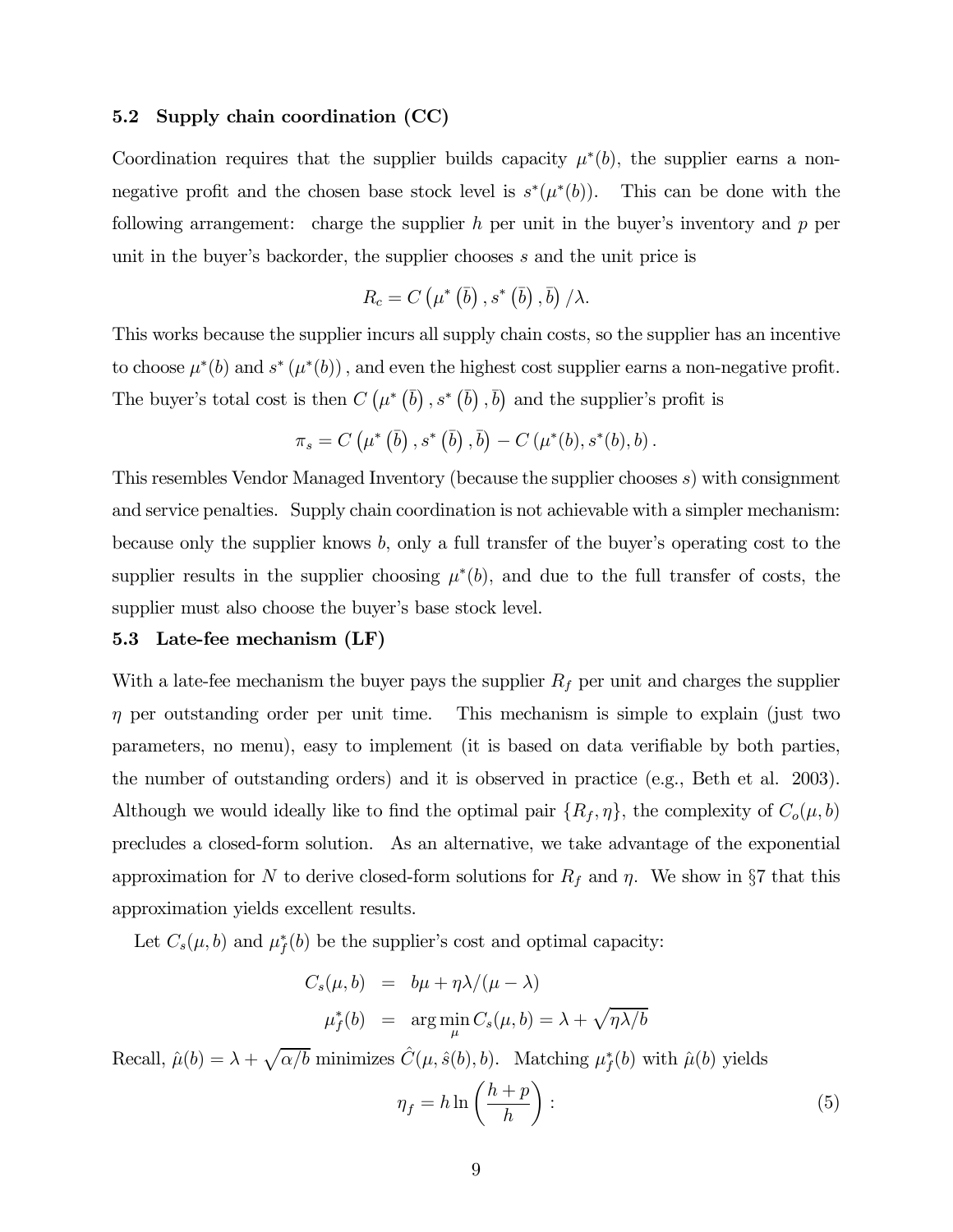### 5.2 Supply chain coordination (CC)

Coordination requires that the supplier builds capacity $\mu^*(b)$, the supplier earns a non-negative profit and the chosen base stock level is $s^*(\mu^*(b))$. This can be done with the following arrangement: charge the supplier $h$ per unit in the buyer's inventory and $p$ per unit in the buyer's backorder, the supplier chooses $s$ and the unit price is

$$R_c = C\left(\mu^*\left(\bar{b}\right), s^*\left(\bar{b}\right), \bar{b}\right)/\lambda.$$

This works because the supplier incurs all supply chain costs, so the supplier has an incentive to choose $\mu^*(b)$ and $s^*\left(\mu^*(b)\right)$, and even the highest cost supplier earns a non-negative profit. The buyer's total cost is then $C\left(\mu^*\left(\bar{b}\right), s^*\left(\bar{b}\right), \bar{b}\right)$ and the supplier's profit is

$$\pi_s = C\left(\mu^*\left(\bar{b}\right), s^*\left(\bar{b}\right), \bar{b}\right) - C\left(\mu^*(b), s^*(b), b\right).$$

This resembles Vendor Managed Inventory (because the supplier chooses $s$) with consignment and service penalties. Supply chain coordination is not achievable with a simpler mechanism: because only the supplier knows $b$, only a full transfer of the buyer's operating cost to the supplier results in the supplier choosing $\mu^*(b)$, and due to the full transfer of costs, the supplier must also choose the buyer's base stock level.

### 5.3 Late-fee mechanism (LF)

With a late-fee mechanism the buyer pays the supplier $R_f$ per unit and charges the supplier $\eta$ per outstanding order per unit time. This mechanism is simple to explain (just two parameters, no menu), easy to implement (it is based on data verifiable by both parties, the number of outstanding orders) and it is observed in practice (e.g., Beth et al. 2003). Although we would ideally like to find the optimal pair $\{R_f, \eta\}$, the complexity of $C_o(\mu, b)$ precludes a closed-form solution. As an alternative, we take advantage of the exponential approximation for $N$ to derive closed-form solutions for $R_f$ and $\eta$. We show in §7 that this approximation yields excellent results.

Let $C_s(\mu, b)$ and $\mu_f^*(b)$ be the supplier's cost and optimal capacity:

$$\begin{aligned} C_s(\mu, b) &= b\mu + \eta\lambda/(\mu - \lambda) \\ \mu_f^*(b) &= \arg\min_{\mu} C_s(\mu, b) = \lambda + \sqrt{\eta\lambda/b} \end{aligned}$$

Recall, $\hat{\mu}(b) = \lambda + \sqrt{\alpha/b}$ minimizes $\hat{C}(\mu, \hat{s}(b), b)$. Matching $\mu_f^*(b)$ with $\hat{\mu}(b)$ yields

$$\eta_f = h \ln\left(\frac{h+p}{h}\right): \tag{5}$$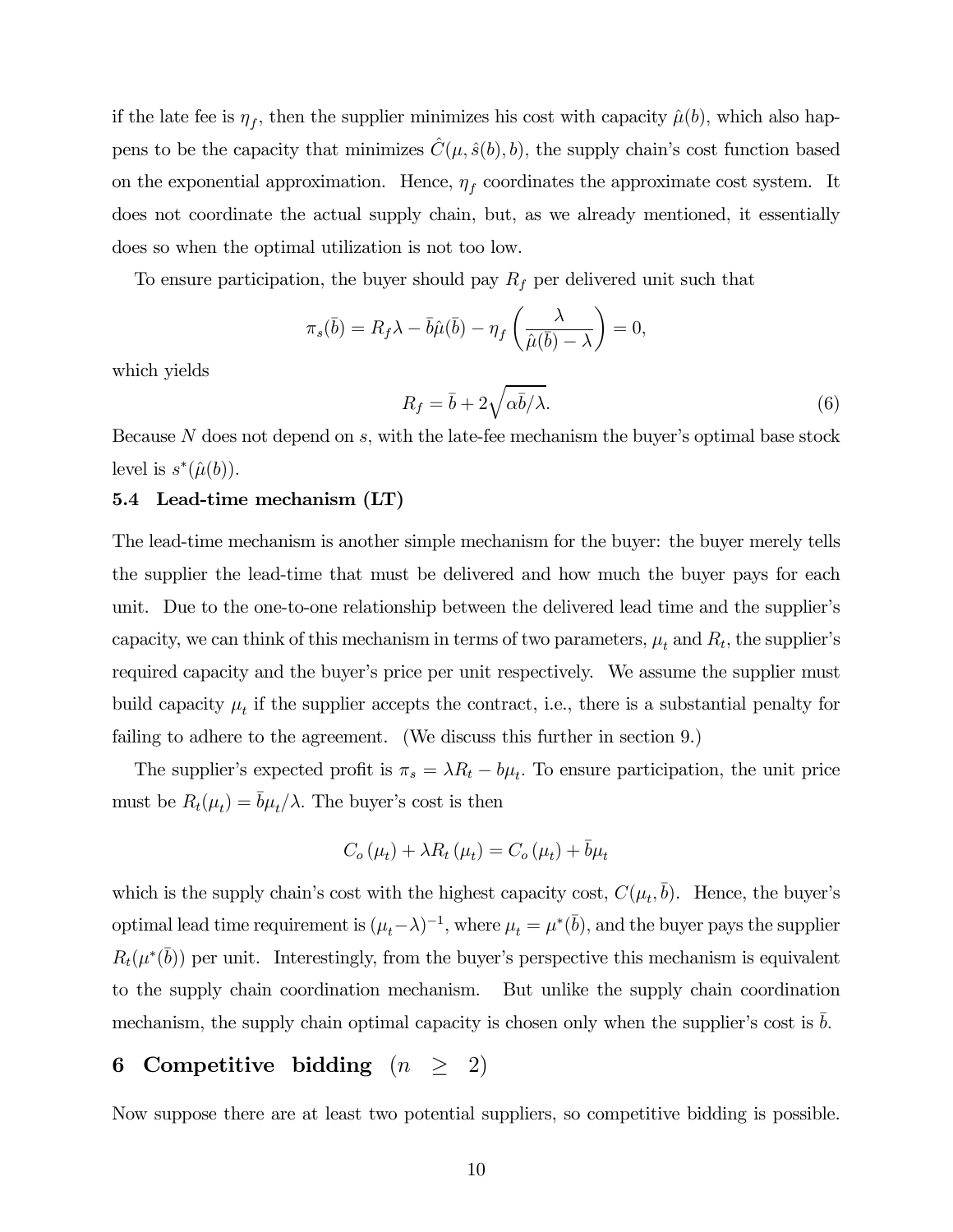if the late fee is $\eta_f$, then the supplier minimizes his cost with capacity $\hat{\mu}(b)$, which also happens to be the capacity that minimizes $\hat{C}(\mu, \hat{s}(b), b)$, the supply chain's cost function based on the exponential approximation. Hence, $\eta_f$ coordinates the approximate cost system. It does not coordinate the actual supply chain, but, as we already mentioned, it essentially does so when the optimal utilization is not too low.

To ensure participation, the buyer should pay $R_f$ per delivered unit such that

$$\pi_s(\bar{b}) = R_f \lambda - \bar{b}\hat{\mu}(\bar{b}) - \eta_f \left( \frac{\lambda}{\hat{\mu}(\bar{b}) - \lambda} \right) = 0,$$

which yields

$$R_f = \bar{b} + 2\sqrt{\alpha \bar{b}/\lambda}. \tag{6}$$

Because $N$ does not depend on $s$, with the late-fee mechanism the buyer's optimal base stock level is $s^*(\hat{\mu}(b))$.

### 5.4 Lead-time mechanism (LT)

The lead-time mechanism is another simple mechanism for the buyer: the buyer merely tells the supplier the lead-time that must be delivered and how much the buyer pays for each unit. Due to the one-to-one relationship between the delivered lead time and the supplier's capacity, we can think of this mechanism in terms of two parameters, $\mu_t$ and $R_t$, the supplier's required capacity and the buyer's price per unit respectively. We assume the supplier must build capacity $\mu_t$ if the supplier accepts the contract, i.e., there is a substantial penalty for failing to adhere to the agreement. (We discuss this further in section 9.)

The supplier's expected profit is $\pi_s = \lambda R_t - b\mu_t$. To ensure participation, the unit price must be $R_t(\mu_t) = \bar{b}\mu_t/\lambda$. The buyer's cost is then

$$C_o(\mu_t) + \lambda R_t(\mu_t) = C_o(\mu_t) + \bar{b}\mu_t$$

which is the supply chain's cost with the highest capacity cost, $C(\mu_t, \bar{b})$. Hence, the buyer's optimal lead time requirement is $(\mu_t - \lambda)^{-1}$, where $\mu_t = \mu^*(\bar{b})$, and the buyer pays the supplier $R_t(\mu^*(\bar{b}))$ per unit. Interestingly, from the buyer's perspective this mechanism is equivalent to the supply chain coordination mechanism. But unlike the supply chain coordination mechanism, the supply chain optimal capacity is chosen only when the supplier's cost is $\bar{b}$.

## 6 Competitive bidding $(n \geq 2)$

Now suppose there are at least two potential suppliers, so competitive bidding is possible.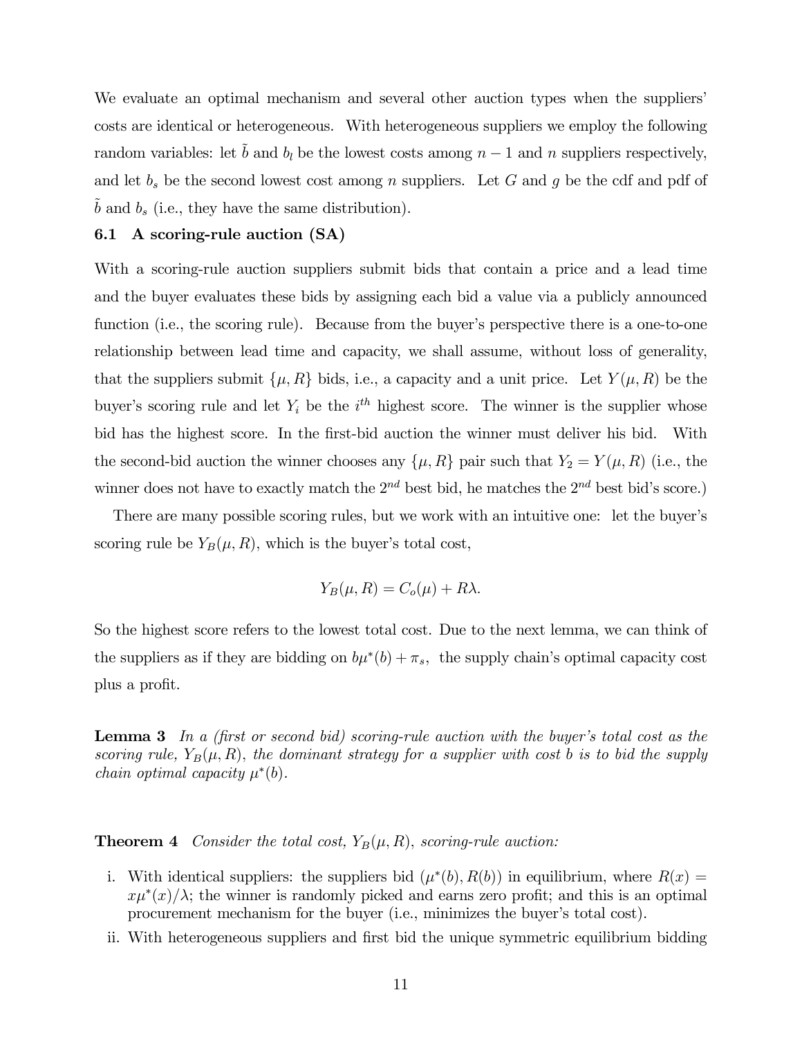We evaluate an optimal mechanism and several other auction types when the suppliers' costs are identical or heterogeneous. With heterogeneous suppliers we employ the following random variables: let $\tilde{b}$ and $b_l$ be the lowest costs among $n-1$ and $n$ suppliers respectively, and let $b_s$ be the second lowest cost among $n$ suppliers. Let $G$ and $g$ be the cdf and pdf of $\tilde{b}$ and $b_s$ (i.e., they have the same distribution).

### 6.1 A scoring-rule auction (SA)

With a scoring-rule auction suppliers submit bids that contain a price and a lead time and the buyer evaluates these bids by assigning each bid a value via a publicly announced function (i.e., the scoring rule). Because from the buyer's perspective there is a one-to-one relationship between lead time and capacity, we shall assume, without loss of generality, that the suppliers submit $\{\mu, R\}$ bids, i.e., a capacity and a unit price. Let $Y(\mu, R)$ be the buyer's scoring rule and let $Y_i$ be the $i^{th}$ highest score. The winner is the supplier whose bid has the highest score. In the first-bid auction the winner must deliver his bid. With the second-bid auction the winner chooses any $\{\mu, R\}$ pair such that $Y_2 = Y(\mu, R)$ (i.e., the winner does not have to exactly match the $2^{nd}$ best bid, he matches the $2^{nd}$ best bid's score.)

There are many possible scoring rules, but we work with an intuitive one: let the buyer's scoring rule be $Y_B(\mu, R)$, which is the buyer's total cost,

$$Y_B(\mu, R) = C_o(\mu) + R\lambda.$$

So the highest score refers to the lowest total cost. Due to the next lemma, we can think of the suppliers as if they are bidding on $b\mu^*(b) + \pi_s$, the supply chain's optimal capacity cost plus a profit.

**Lemma 3** *In a (first or second bid) scoring-rule auction with the buyer's total cost as the scoring rule, $Y_B(\mu, R)$, the dominant strategy for a supplier with cost $b$ is to bid the supply chain optimal capacity $\mu^*(b)$.*

**Theorem 4** *Consider the total cost, $Y_B(\mu, R)$, scoring-rule auction:*

i. With identical suppliers: the suppliers bid $(\mu^*(b), R(b))$ in equilibrium, where $R(x) = x\mu^*(x)/\lambda$; the winner is randomly picked and earns zero profit; and this is an optimal procurement mechanism for the buyer (i.e., minimizes the buyer's total cost).

ii. With heterogeneous suppliers and first bid the unique symmetric equilibrium bidding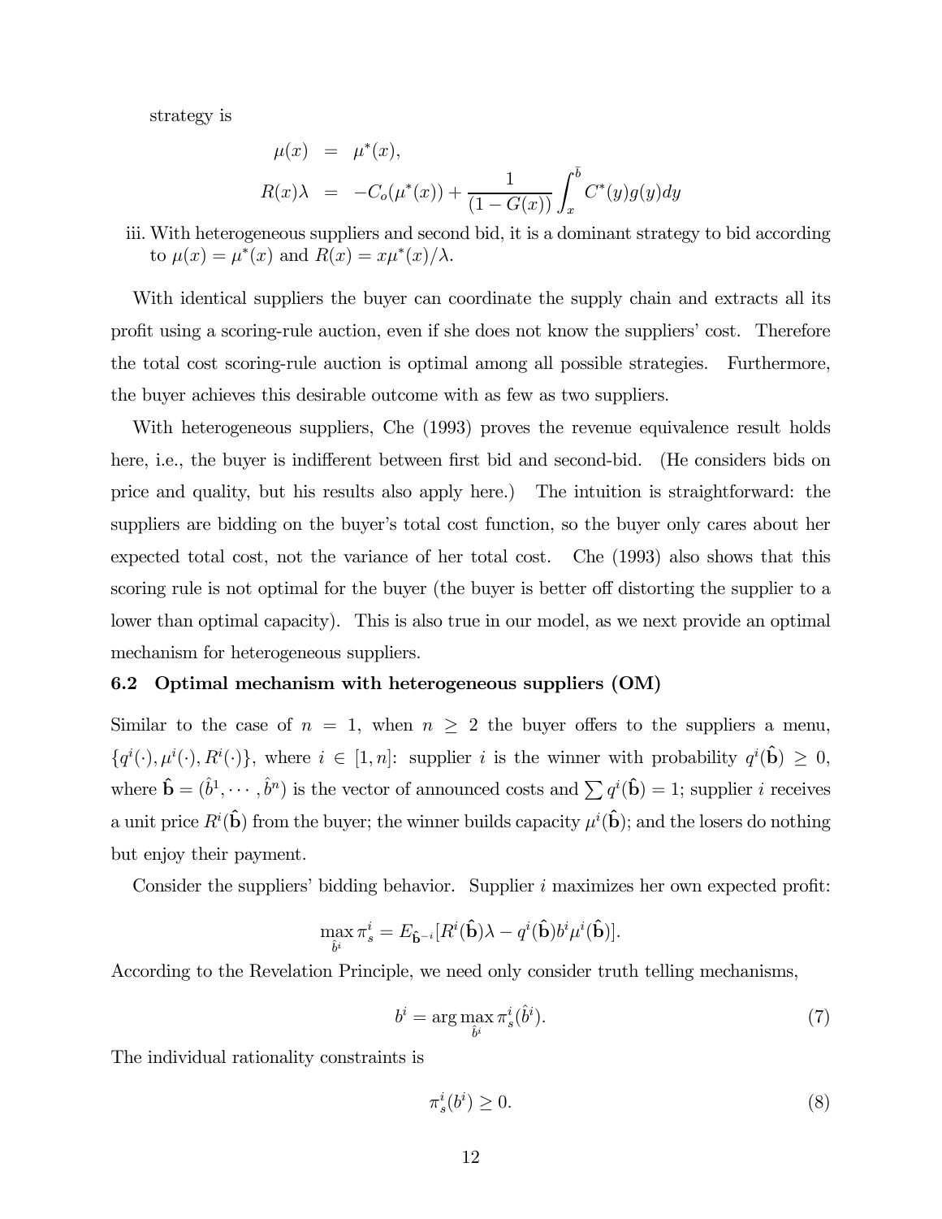strategy is

$$
\begin{aligned}
\mu(x) &= \mu^*(x), \\
R(x)\lambda &= -C_o(\mu^*(x)) + \frac{1}{(1-G(x))} \int_x^{\bar{b}} C^*(y) g(y) dy
\end{aligned}
$$

iii. With heterogeneous suppliers and second bid, it is a dominant strategy to bid according to $\mu(x) = \mu^*(x)$ and $R(x) = x\mu^*(x)/\lambda$.

With identical suppliers the buyer can coordinate the supply chain and extracts all its profit using a scoring-rule auction, even if she does not know the suppliers' cost. Therefore the total cost scoring-rule auction is optimal among all possible strategies. Furthermore, the buyer achieves this desirable outcome with as few as two suppliers.

With heterogeneous suppliers, Che (1993) proves the revenue equivalence result holds here, i.e., the buyer is indifferent between first bid and second-bid. (He considers bids on price and quality, but his results also apply here.) The intuition is straightforward: the suppliers are bidding on the buyer's total cost function, so the buyer only cares about her expected total cost, not the variance of her total cost. Che (1993) also shows that this scoring rule is not optimal for the buyer (the buyer is better off distorting the supplier to a lower than optimal capacity). This is also true in our model, as we next provide an optimal mechanism for heterogeneous suppliers.

### 6.2 Optimal mechanism with heterogeneous suppliers (OM)

Similar to the case of $n = 1$, when $n \geq 2$ the buyer offers to the suppliers a menu, $\{q^i(\cdot), \mu^i(\cdot), R^i(\cdot)\}$, where $i \in [1, n]$: supplier $i$ is the winner with probability $q^i(\hat{\mathbf{b}}) \geq 0$, where $\hat{\mathbf{b}} = (\hat{b}^1, \cdots, \hat{b}^n)$ is the vector of announced costs and $\sum q^i(\hat{\mathbf{b}}) = 1$; supplier $i$ receives a unit price $R^i(\hat{\mathbf{b}})$ from the buyer; the winner builds capacity $\mu^i(\hat{\mathbf{b}})$; and the losers do nothing but enjoy their payment.

Consider the suppliers' bidding behavior. Supplier $i$ maximizes her own expected profit:

$$
\max_{\hat{b}^i} \pi_s^i = E_{\hat{\mathbf{b}}^{-i}}[R^i(\hat{\mathbf{b}})\lambda - q^i(\hat{\mathbf{b}}) b^i \mu^i(\hat{\mathbf{b}})].
$$

According to the Revelation Principle, we need only consider truth telling mechanisms,

$$
b^i = \arg\max_{\hat{b}^i} \pi_s^i(\hat{b}^i). \tag{7}
$$

The individual rationality constraints is

$$
\pi_s^i(b^i) \geq 0. \tag{8}
$$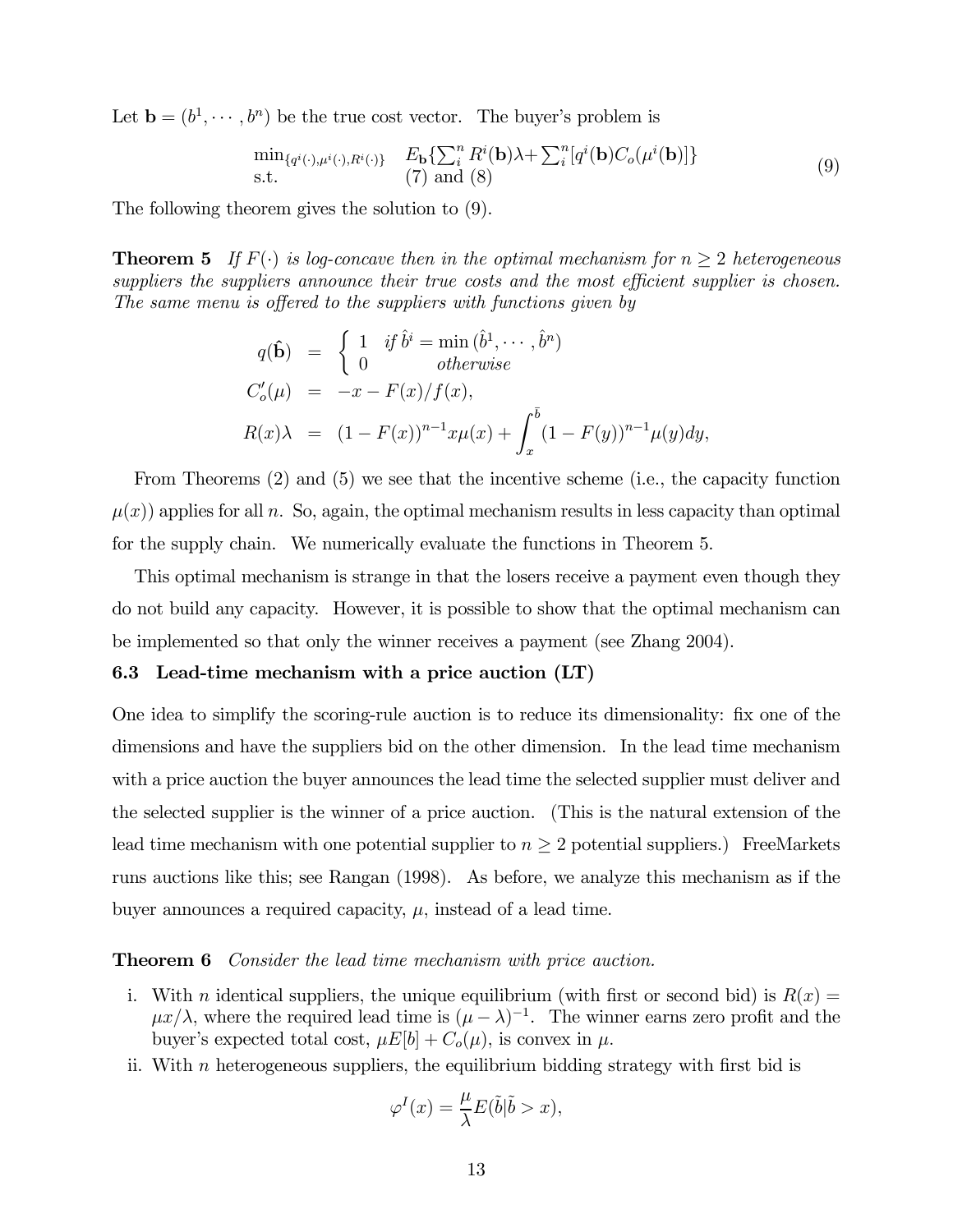Let $\mathbf{b} = (b^1, \cdots, b^n)$ be the true cost vector. The buyer's problem is

$$
\begin{array}{ll}
\min_{\{q^i(\cdot),\mu^i(\cdot),R^i(\cdot)\}} & E_{\mathbf{b}}\{\sum_i^n R^i(\mathbf{b})\lambda + \sum_i^n [q^i(\mathbf{b}) C_o(\mu^i(\mathbf{b})]\} \\
\text{s.t.} & (7) \text{ and } (8)
\end{array} \tag{9}
$$

The following theorem gives the solution to (9).

**Theorem 5** *If $F(\cdot)$ is log-concave then in the optimal mechanism for $n \geq 2$ heterogeneous suppliers the suppliers announce their true costs and the most efficient supplier is chosen. The same menu is offered to the suppliers with functions given by*

$$
\begin{aligned}
q(\hat{\mathbf{b}}) &= \begin{cases} 1 & \text{if } \hat{b}^i = \min(\hat{b}^1, \cdots, \hat{b}^n) \\ 0 & \text{otherwise} \end{cases} \\
C_o'(\mu) &= -x - F(x)/f(x), \\
R(x)\lambda &= (1 - F(x))^{n-1} x \mu(x) + \int_x^{\bar{b}} (1 - F(y))^{n-1} \mu(y) dy,
\end{aligned}
$$

From Theorems (2) and (5) we see that the incentive scheme (i.e., the capacity function $\mu(x)$) applies for all $n$. So, again, the optimal mechanism results in less capacity than optimal for the supply chain. We numerically evaluate the functions in Theorem 5.

This optimal mechanism is strange in that the losers receive a payment even though they do not build any capacity. However, it is possible to show that the optimal mechanism can be implemented so that only the winner receives a payment (see Zhang 2004).

### 6.3 Lead-time mechanism with a price auction (LT)

One idea to simplify the scoring-rule auction is to reduce its dimensionality: fix one of the dimensions and have the suppliers bid on the other dimension. In the lead time mechanism with a price auction the buyer announces the lead time the selected supplier must deliver and the selected supplier is the winner of a price auction. (This is the natural extension of the lead time mechanism with one potential supplier to $n \geq 2$ potential suppliers.) FreeMarkets runs auctions like this; see Rangan (1998). As before, we analyze this mechanism as if the buyer announces a required capacity, $\mu$, instead of a lead time.

**Theorem 6** *Consider the lead time mechanism with price auction.*

i. With $n$ identical suppliers, the unique equilibrium (with first or second bid) is $R(x) = \mu x/\lambda$, where the required lead time is $(\mu - \lambda)^{-1}$. The winner earns zero profit and the buyer's expected total cost, $\mu E[b] + C_o(\mu)$, is convex in $\mu$.

ii. With $n$ heterogeneous suppliers, the equilibrium bidding strategy with first bid is

$$
\varphi^I(x) = \frac{\mu}{\lambda} E(\tilde{b} | \tilde{b} > x),
$$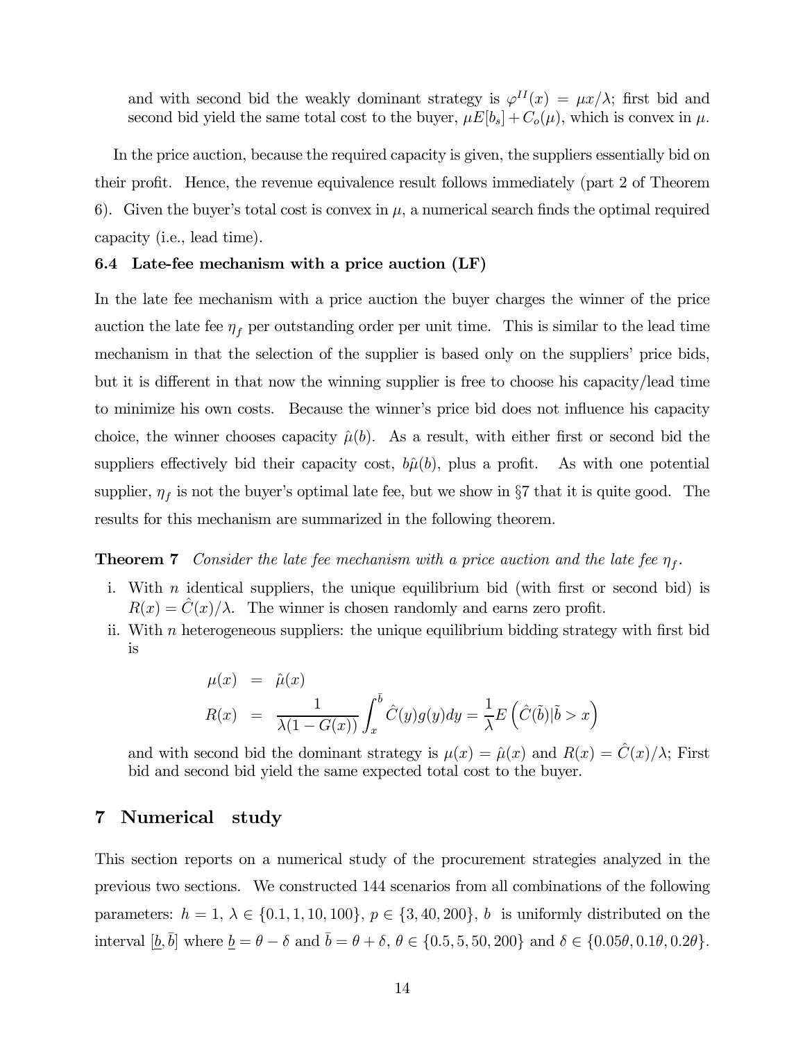and with second bid the weakly dominant strategy is $\varphi^{II}(x) = \mu x/\lambda$; first bid and second bid yield the same total cost to the buyer, $\mu E[b_s] + C_o(\mu)$, which is convex in $\mu$.

In the price auction, because the required capacity is given, the suppliers essentially bid on their profit. Hence, the revenue equivalence result follows immediately (part 2 of Theorem 6). Given the buyer's total cost is convex in $\mu$, a numerical search finds the optimal required capacity (i.e., lead time).

### 6.4 Late-fee mechanism with a price auction (LF)

In the late fee mechanism with a price auction the buyer charges the winner of the price auction the late fee $\eta_f$ per outstanding order per unit time. This is similar to the lead time mechanism in that the selection of the supplier is based only on the suppliers' price bids, but it is different in that now the winning supplier is free to choose his capacity/lead time to minimize his own costs. Because the winner's price bid does not influence his capacity choice, the winner chooses capacity $\hat{\mu}(b)$. As a result, with either first or second bid the suppliers effectively bid their capacity cost, $b\hat{\mu}(b)$, plus a profit. As with one potential supplier, $\eta_f$ is not the buyer's optimal late fee, but we show in §7 that it is quite good. The results for this mechanism are summarized in the following theorem.

**Theorem 7** *Consider the late fee mechanism with a price auction and the late fee $\eta_f$.*

i. With $n$ identical suppliers, the unique equilibrium bid (with first or second bid) is $R(x) = \hat{C}(x)/\lambda$. The winner is chosen randomly and earns zero profit.

ii. With $n$ heterogeneous suppliers: the unique equilibrium bidding strategy with first bid is

$$
\begin{aligned}
\mu(x) &= \hat{\mu}(x) \\
R(x) &= \frac{1}{\lambda(1-G(x))}\int_x^{\bar{b}} \hat{C}(y)g(y)dy = \frac{1}{\lambda}E\left(\hat{C}(\tilde{b})|\tilde{b} > x\right)
\end{aligned}
$$

and with second bid the dominant strategy is $\mu(x) = \hat{\mu}(x)$ and $R(x) = \hat{C}(x)/\lambda$; First bid and second bid yield the same expected total cost to the buyer.

## 7 Numerical study

This section reports on a numerical study of the procurement strategies analyzed in the previous two sections. We constructed 144 scenarios from all combinations of the following parameters: $h = 1$, $\lambda \in \{0.1, 1, 10, 100\}$, $p \in \{3, 40, 200\}$, $b$ is uniformly distributed on the interval $[\underline{b}, \bar{b}]$ where $\underline{b} = \theta - \delta$ and $\bar{b} = \theta + \delta$, $\theta \in \{0.5, 5, 50, 200\}$ and $\delta \in \{0.05\theta, 0.1\theta, 0.2\theta\}$.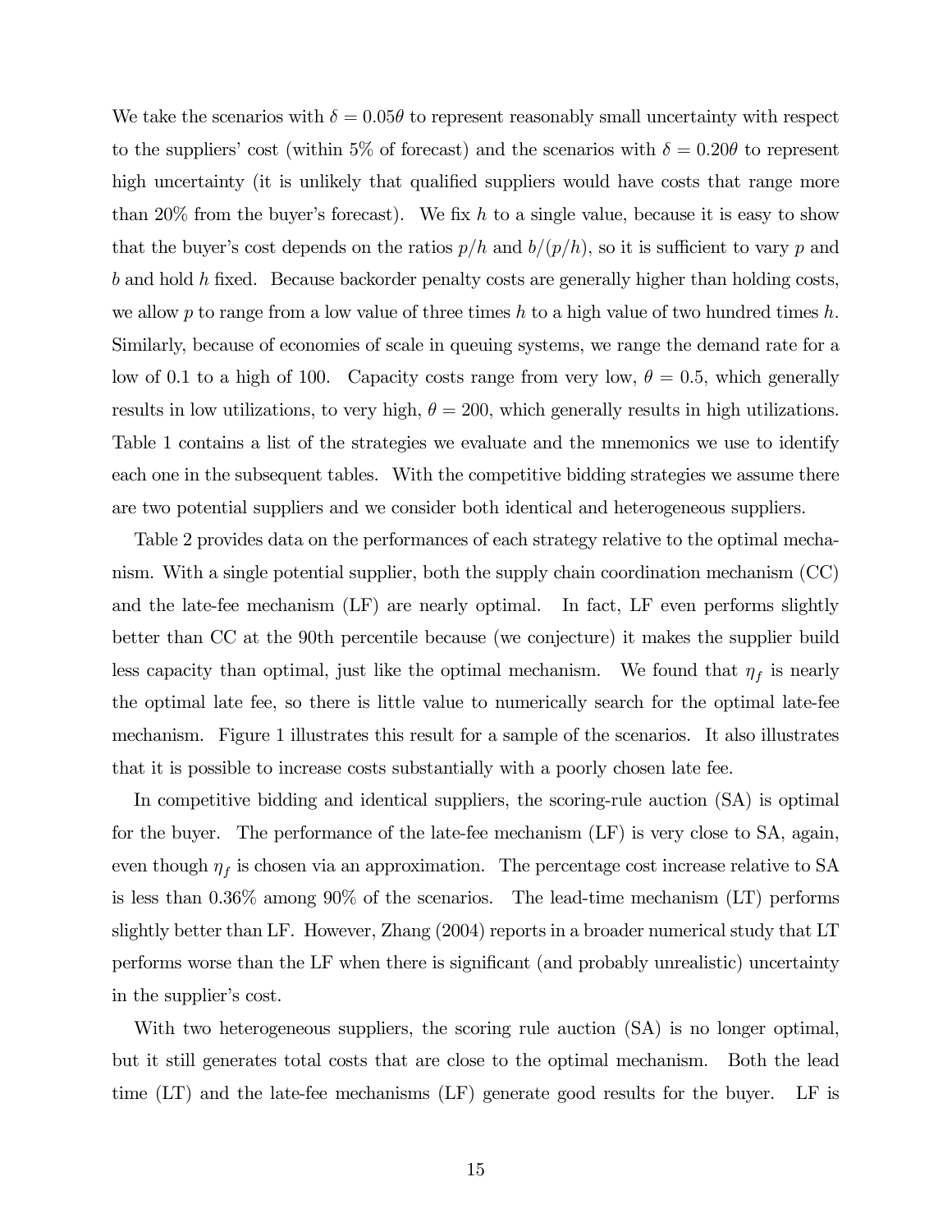We take the scenarios with $\delta = 0.05\theta$ to represent reasonably small uncertainty with respect to the suppliers' cost (within 5% of forecast) and the scenarios with $\delta = 0.20\theta$ to represent high uncertainty (it is unlikely that qualified suppliers would have costs that range more than 20% from the buyer's forecast). We fix $h$ to a single value, because it is easy to show that the buyer's cost depends on the ratios $p/h$ and $b/(p/h)$, so it is sufficient to vary $p$ and $b$ and hold $h$ fixed. Because backorder penalty costs are generally higher than holding costs, we allow $p$ to range from a low value of three times $h$ to a high value of two hundred times $h$. Similarly, because of economies of scale in queuing systems, we range the demand rate for a low of 0.1 to a high of 100. Capacity costs range from very low, $\theta = 0.5$, which generally results in low utilizations, to very high, $\theta = 200$, which generally results in high utilizations. Table 1 contains a list of the strategies we evaluate and the mnemonics we use to identify each one in the subsequent tables. With the competitive bidding strategies we assume there are two potential suppliers and we consider both identical and heterogeneous suppliers.

Table 2 provides data on the performances of each strategy relative to the optimal mechanism. With a single potential supplier, both the supply chain coordination mechanism (CC) and the late-fee mechanism (LF) are nearly optimal. In fact, LF even performs slightly better than CC at the 90th percentile because (we conjecture) it makes the supplier build less capacity than optimal, just like the optimal mechanism. We found that $\eta_f$ is nearly the optimal late fee, so there is little value to numerically search for the optimal late-fee mechanism. Figure 1 illustrates this result for a sample of the scenarios. It also illustrates that it is possible to increase costs substantially with a poorly chosen late fee.

In competitive bidding and identical suppliers, the scoring-rule auction (SA) is optimal for the buyer. The performance of the late-fee mechanism (LF) is very close to SA, again, even though $\eta_f$ is chosen via an approximation. The percentage cost increase relative to SA is less than 0.36% among 90% of the scenarios. The lead-time mechanism (LT) performs slightly better than LF. However, Zhang (2004) reports in a broader numerical study that LT performs worse than the LF when there is significant (and probably unrealistic) uncertainty in the supplier's cost.

With two heterogeneous suppliers, the scoring rule auction (SA) is no longer optimal, but it still generates total costs that are close to the optimal mechanism. Both the lead time (LT) and the late-fee mechanisms (LF) generate good results for the buyer. LF is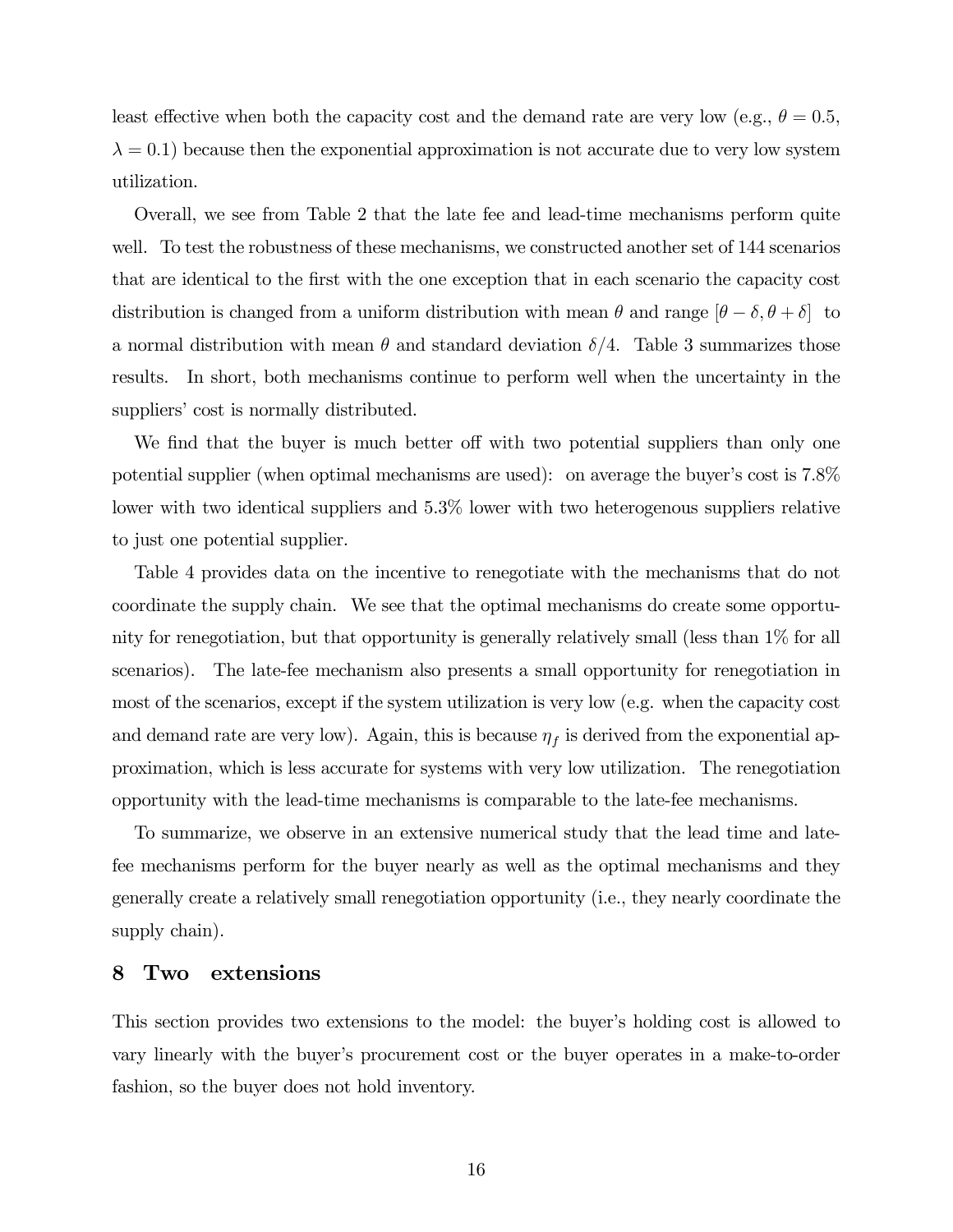least effective when both the capacity cost and the demand rate are very low (e.g., $\theta = 0.5$, $\lambda = 0.1$) because then the exponential approximation is not accurate due to very low system utilization.

Overall, we see from Table 2 that the late fee and lead-time mechanisms perform quite well. To test the robustness of these mechanisms, we constructed another set of 144 scenarios that are identical to the first with the one exception that in each scenario the capacity cost distribution is changed from a uniform distribution with mean $\theta$ and range $[\theta - \delta, \theta + \delta]$ to a normal distribution with mean $\theta$ and standard deviation $\delta/4$. Table 3 summarizes those results. In short, both mechanisms continue to perform well when the uncertainty in the suppliers' cost is normally distributed.

We find that the buyer is much better off with two potential suppliers than only one potential supplier (when optimal mechanisms are used): on average the buyer's cost is 7.8% lower with two identical suppliers and 5.3% lower with two heterogenous suppliers relative to just one potential supplier.

Table 4 provides data on the incentive to renegotiate with the mechanisms that do not coordinate the supply chain. We see that the optimal mechanisms do create some opportunity for renegotiation, but that opportunity is generally relatively small (less than 1% for all scenarios). The late-fee mechanism also presents a small opportunity for renegotiation in most of the scenarios, except if the system utilization is very low (e.g. when the capacity cost and demand rate are very low). Again, this is because $\eta_f$ is derived from the exponential approximation, which is less accurate for systems with very low utilization. The renegotiation opportunity with the lead-time mechanisms is comparable to the late-fee mechanisms.

To summarize, we observe in an extensive numerical study that the lead time and late-fee mechanisms perform for the buyer nearly as well as the optimal mechanisms and they generally create a relatively small renegotiation opportunity (i.e., they nearly coordinate the supply chain).

## 8 Two extensions

This section provides two extensions to the model: the buyer's holding cost is allowed to vary linearly with the buyer's procurement cost or the buyer operates in a make-to-order fashion, so the buyer does not hold inventory.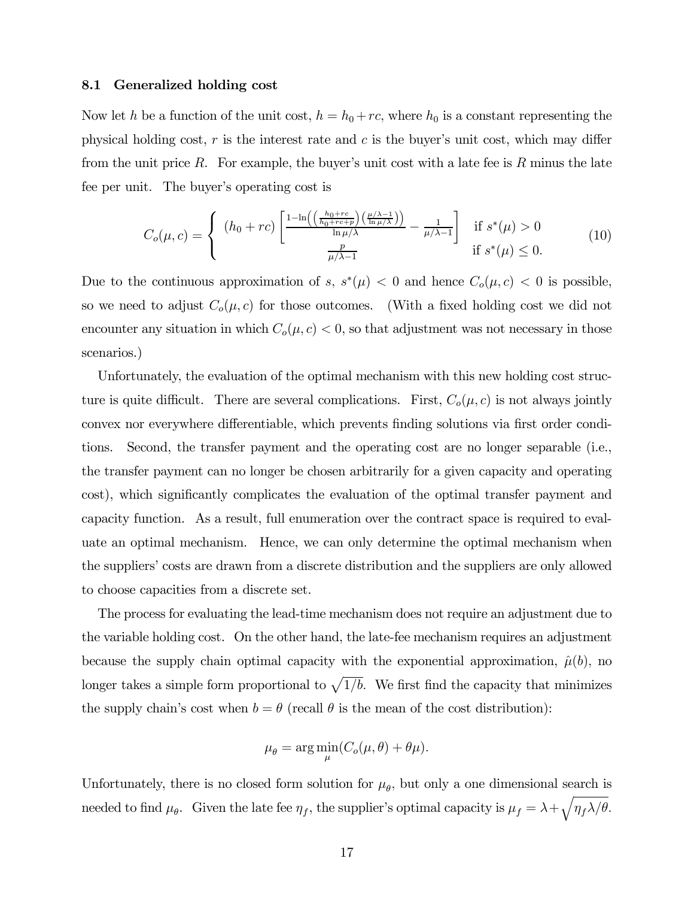### 8.1 Generalized holding cost

Now let $h$ be a function of the unit cost, $h = h_0 + rc$, where $h_0$ is a constant representing the physical holding cost, $r$ is the interest rate and $c$ is the buyer's unit cost, which may differ from the unit price $R$. For example, the buyer's unit cost with a late fee is $R$ minus the late fee per unit. The buyer's operating cost is

$$C_o(\mu, c) = \begin{cases} (h_0 + rc)\left[\frac{1 - \ln\left(\left(\frac{h_0+rc}{h_0+rc+p}\right)\left(\frac{\mu/\lambda - 1}{\ln \mu/\lambda}\right)\right)}{\ln \mu/\lambda} - \frac{1}{\mu/\lambda - 1}\right] & \text{if } s^*(\mu) > 0 \\ \frac{p}{\mu/\lambda - 1} & \text{if } s^*(\mu) \leq 0. \end{cases} \tag{10}$$

Due to the continuous approximation of $s$, $s^*(\mu) < 0$ and hence $C_o(\mu, c) < 0$ is possible, so we need to adjust $C_o(\mu, c)$ for those outcomes. (With a fixed holding cost we did not encounter any situation in which $C_o(\mu, c) < 0$, so that adjustment was not necessary in those scenarios.)

Unfortunately, the evaluation of the optimal mechanism with this new holding cost structure is quite difficult. There are several complications. First, $C_o(\mu, c)$ is not always jointly convex nor everywhere differentiable, which prevents finding solutions via first order conditions. Second, the transfer payment and the operating cost are no longer separable (i.e., the transfer payment can no longer be chosen arbitrarily for a given capacity and operating cost), which significantly complicates the evaluation of the optimal transfer payment and capacity function. As a result, full enumeration over the contract space is required to evaluate an optimal mechanism. Hence, we can only determine the optimal mechanism when the suppliers' costs are drawn from a discrete distribution and the suppliers are only allowed to choose capacities from a discrete set.

The process for evaluating the lead-time mechanism does not require an adjustment due to the variable holding cost. On the other hand, the late-fee mechanism requires an adjustment because the supply chain optimal capacity with the exponential approximation, $\hat{\mu}(b)$, no longer takes a simple form proportional to $\sqrt{1/b}$. We first find the capacity that minimizes the supply chain's cost when $b = \theta$ (recall $\theta$ is the mean of the cost distribution):

$$\mu_\theta = \arg\min_\mu (C_o(\mu, \theta) + \theta\mu).$$

Unfortunately, there is no closed form solution for $\mu_\theta$, but only a one dimensional search is needed to find $\mu_\theta$. Given the late fee $\eta_f$, the supplier's optimal capacity is $\mu_f = \lambda + \sqrt{\eta_f \lambda / \theta}$.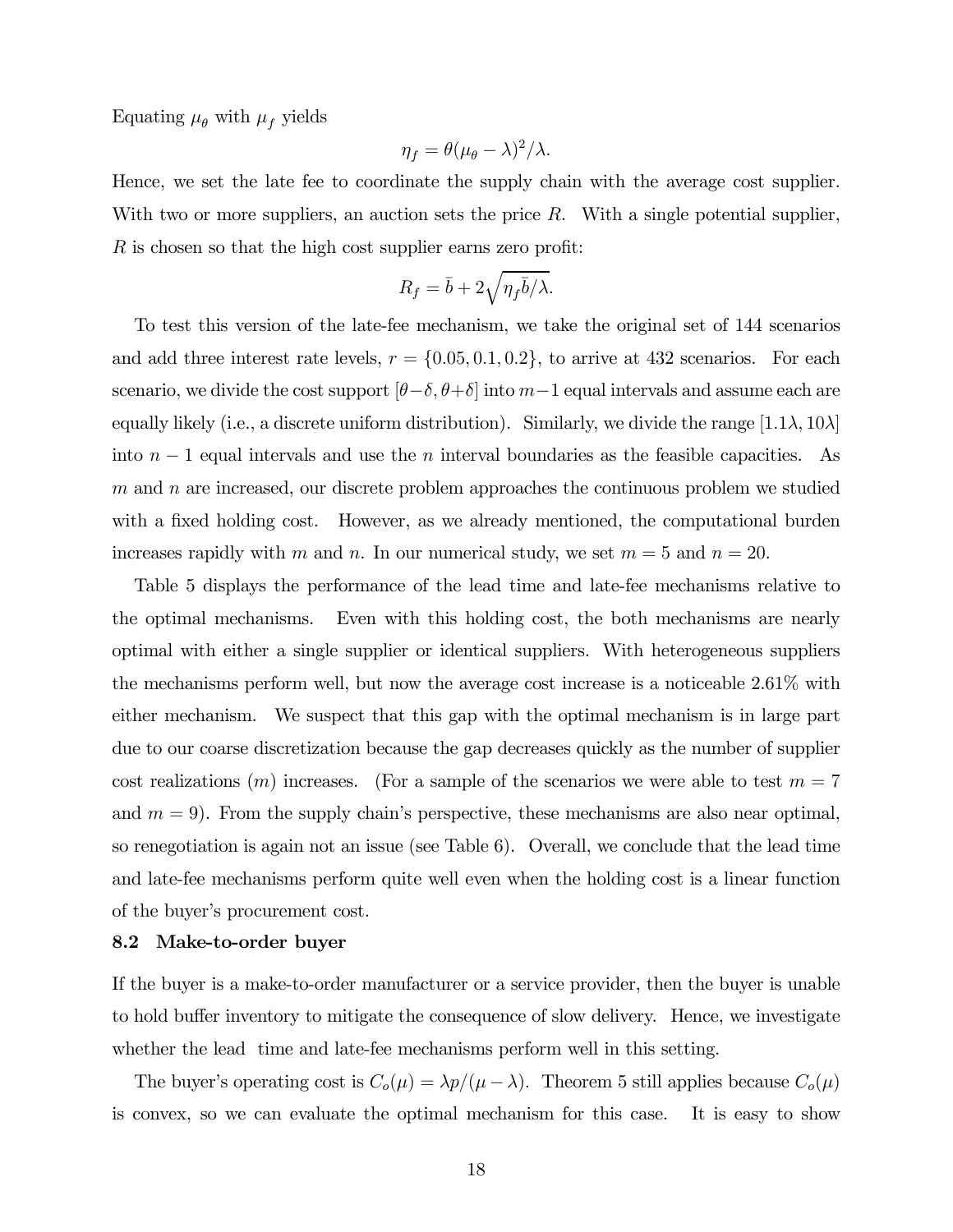Equating $\mu_\theta$ with $\mu_f$ yields

$$\eta_f = \theta(\mu_\theta - \lambda)^2/\lambda.$$

Hence, we set the late fee to coordinate the supply chain with the average cost supplier. With two or more suppliers, an auction sets the price $R$. With a single potential supplier, $R$ is chosen so that the high cost supplier earns zero profit:

$$R_f = \bar{b} + 2\sqrt{\eta_f \bar{b}/\lambda}.$$

To test this version of the late-fee mechanism, we take the original set of 144 scenarios and add three interest rate levels, $r = \{0.05, 0.1, 0.2\}$, to arrive at 432 scenarios. For each scenario, we divide the cost support $[\theta - \delta, \theta + \delta]$ into $m-1$ equal intervals and assume each are equally likely (i.e., a discrete uniform distribution). Similarly, we divide the range $[1.1\lambda, 10\lambda]$ into $n-1$ equal intervals and use the $n$ interval boundaries as the feasible capacities. As $m$ and $n$ are increased, our discrete problem approaches the continuous problem we studied with a fixed holding cost. However, as we already mentioned, the computational burden increases rapidly with $m$ and $n$. In our numerical study, we set $m = 5$ and $n = 20$.

Table 5 displays the performance of the lead time and late-fee mechanisms relative to the optimal mechanisms. Even with this holding cost, the both mechanisms are nearly optimal with either a single supplier or identical suppliers. With heterogeneous suppliers the mechanisms perform well, but now the average cost increase is a noticeable 2.61% with either mechanism. We suspect that this gap with the optimal mechanism is in large part due to our coarse discretization because the gap decreases quickly as the number of supplier cost realizations ($m$) increases. (For a sample of the scenarios we were able to test $m = 7$ and $m = 9$). From the supply chain's perspective, these mechanisms are also near optimal, so renegotiation is again not an issue (see Table 6). Overall, we conclude that the lead time and late-fee mechanisms perform quite well even when the holding cost is a linear function of the buyer's procurement cost.

### 8.2 Make-to-order buyer

If the buyer is a make-to-order manufacturer or a service provider, then the buyer is unable to hold buffer inventory to mitigate the consequence of slow delivery. Hence, we investigate whether the lead time and late-fee mechanisms perform well in this setting.

The buyer's operating cost is $C_o(\mu) = \lambda p/(\mu - \lambda)$. Theorem 5 still applies because $C_o(\mu)$ is convex, so we can evaluate the optimal mechanism for this case. It is easy to show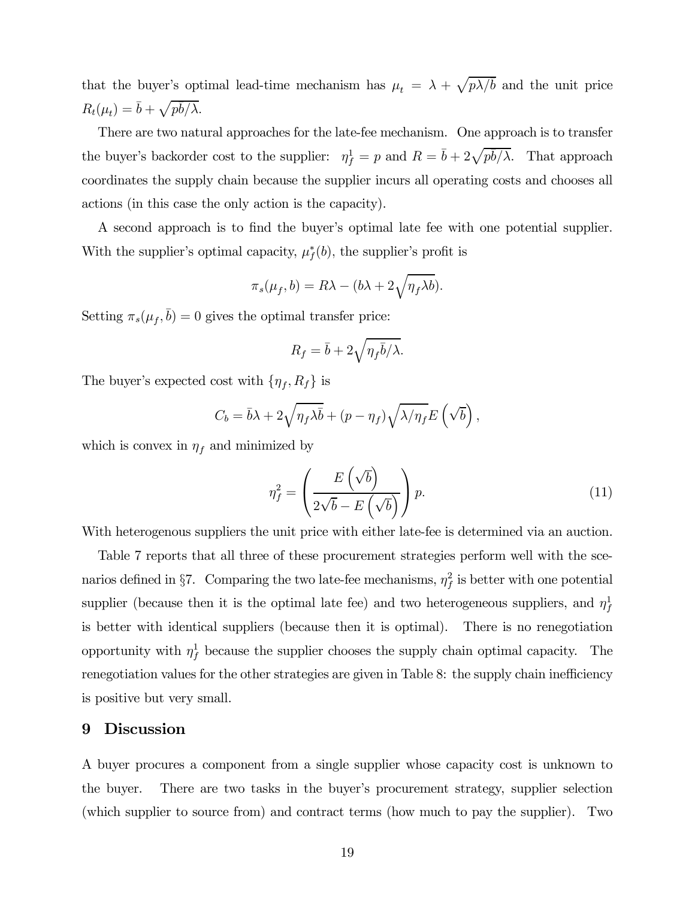that the buyer's optimal lead-time mechanism has $\mu_t = \lambda + \sqrt{p\lambda/\bar{b}}$ and the unit price $R_t(\mu_t) = \bar{b} + \sqrt{p\bar{b}/\lambda}$.

There are two natural approaches for the late-fee mechanism. One approach is to transfer the buyer's backorder cost to the supplier: $\eta_f^1 = p$ and $R = \bar{b} + 2\sqrt{p\bar{b}/\lambda}$. That approach coordinates the supply chain because the supplier incurs all operating costs and chooses all actions (in this case the only action is the capacity).

A second approach is to find the buyer's optimal late fee with one potential supplier. With the supplier's optimal capacity, $\mu_f^*(b)$, the supplier's profit is

$$\pi_s(\mu_f, b) = R\lambda - (b\lambda + 2\sqrt{\eta_f \lambda b}).$$

Setting $\pi_s(\mu_f, \bar{b}) = 0$ gives the optimal transfer price:

$$R_f = \bar{b} + 2\sqrt{\eta_f \bar{b}/\lambda}.$$

The buyer's expected cost with $\{\eta_f, R_f\}$ is

$$C_b = \bar{b}\lambda + 2\sqrt{\eta_f \lambda \bar{b}} + (p - \eta_f)\sqrt{\lambda/\eta_f}E\left(\sqrt{b}\right),$$

which is convex in $\eta_f$ and minimized by

$$\eta_f^2 = \left(\frac{E\left(\sqrt{b}\right)}{2\sqrt{\bar{b}} - E\left(\sqrt{b}\right)}\right)p. \tag{11}$$

With heterogenous suppliers the unit price with either late-fee is determined via an auction.

Table 7 reports that all three of these procurement strategies perform well with the scenarios defined in §7. Comparing the two late-fee mechanisms, $\eta_f^2$ is better with one potential supplier (because then it is the optimal late fee) and two heterogeneous suppliers, and $\eta_f^1$ is better with identical suppliers (because then it is optimal). There is no renegotiation opportunity with $\eta_f^1$ because the supplier chooses the supply chain optimal capacity. The renegotiation values for the other strategies are given in Table 8: the supply chain inefficiency is positive but very small.

## 9 Discussion

A buyer procures a component from a single supplier whose capacity cost is unknown to the buyer. There are two tasks in the buyer's procurement strategy, supplier selection (which supplier to source from) and contract terms (how much to pay the supplier). Two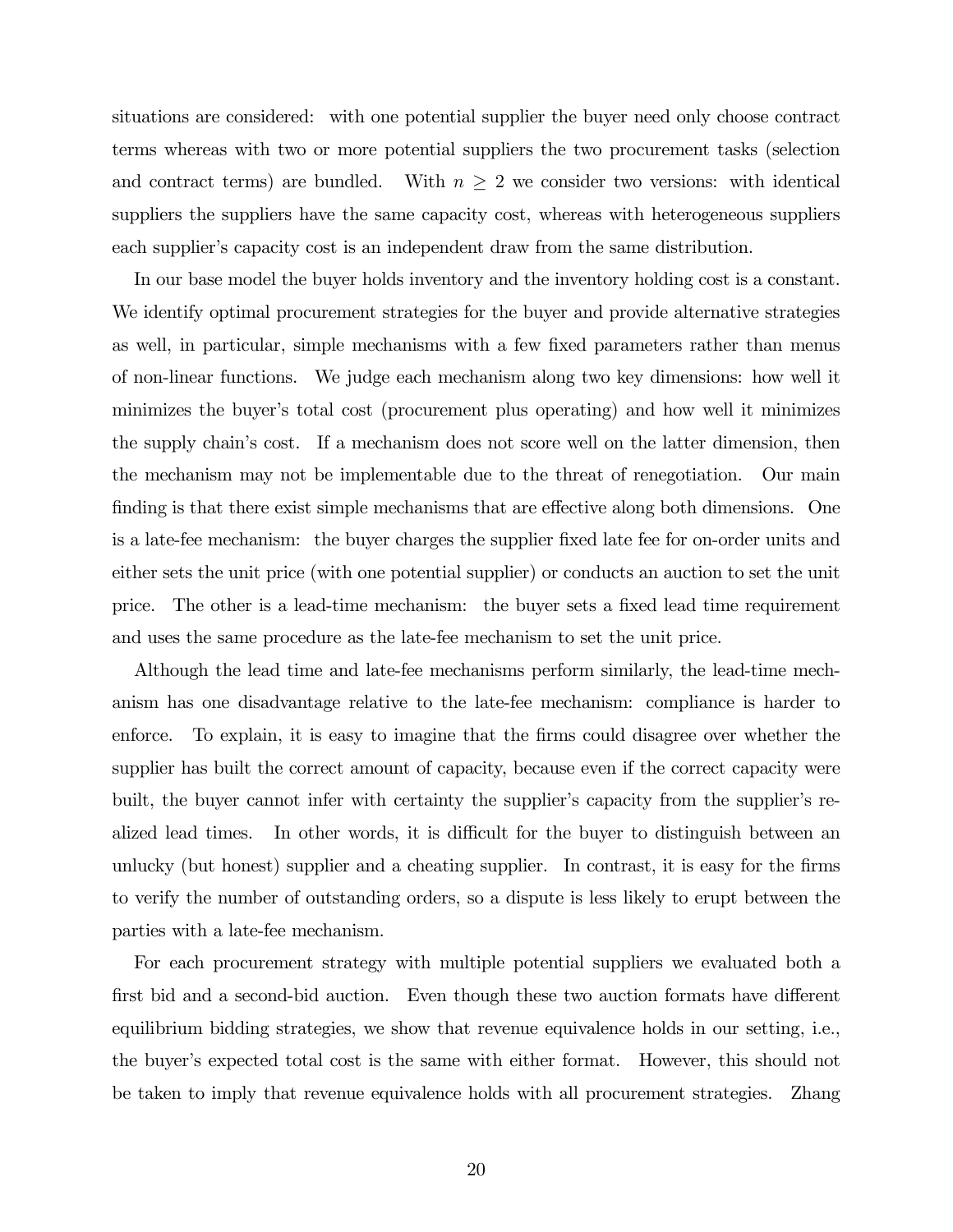situations are considered: with one potential supplier the buyer need only choose contract terms whereas with two or more potential suppliers the two procurement tasks (selection and contract terms) are bundled. With $n \geq 2$ we consider two versions: with identical suppliers the suppliers have the same capacity cost, whereas with heterogeneous suppliers each supplier's capacity cost is an independent draw from the same distribution.

In our base model the buyer holds inventory and the inventory holding cost is a constant. We identify optimal procurement strategies for the buyer and provide alternative strategies as well, in particular, simple mechanisms with a few fixed parameters rather than menus of non-linear functions. We judge each mechanism along two key dimensions: how well it minimizes the buyer's total cost (procurement plus operating) and how well it minimizes the supply chain's cost. If a mechanism does not score well on the latter dimension, then the mechanism may not be implementable due to the threat of renegotiation. Our main finding is that there exist simple mechanisms that are effective along both dimensions. One is a late-fee mechanism: the buyer charges the supplier fixed late fee for on-order units and either sets the unit price (with one potential supplier) or conducts an auction to set the unit price. The other is a lead-time mechanism: the buyer sets a fixed lead time requirement and uses the same procedure as the late-fee mechanism to set the unit price.

Although the lead time and late-fee mechanisms perform similarly, the lead-time mechanism has one disadvantage relative to the late-fee mechanism: compliance is harder to enforce. To explain, it is easy to imagine that the firms could disagree over whether the supplier has built the correct amount of capacity, because even if the correct capacity were built, the buyer cannot infer with certainty the supplier's capacity from the supplier's realized lead times. In other words, it is difficult for the buyer to distinguish between an unlucky (but honest) supplier and a cheating supplier. In contrast, it is easy for the firms to verify the number of outstanding orders, so a dispute is less likely to erupt between the parties with a late-fee mechanism.

For each procurement strategy with multiple potential suppliers we evaluated both a first bid and a second-bid auction. Even though these two auction formats have different equilibrium bidding strategies, we show that revenue equivalence holds in our setting, i.e., the buyer's expected total cost is the same with either format. However, this should not be taken to imply that revenue equivalence holds with all procurement strategies. Zhang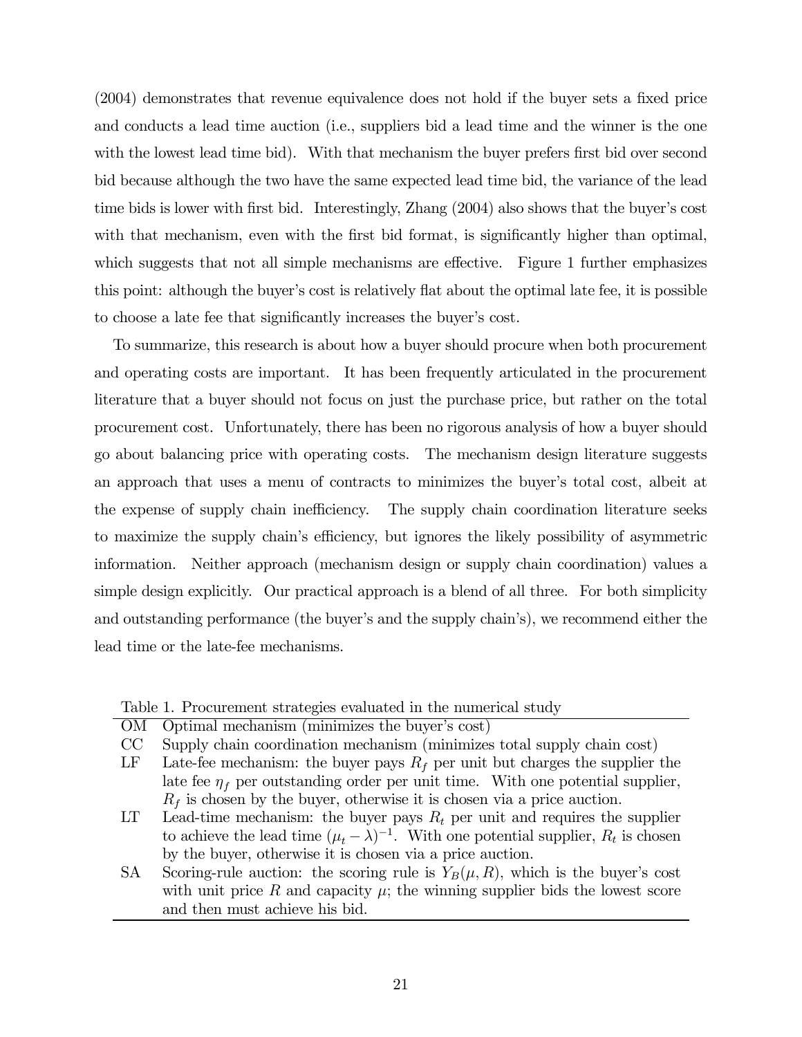(2004) demonstrates that revenue equivalence does not hold if the buyer sets a fixed price and conducts a lead time auction (i.e., suppliers bid a lead time and the winner is the one with the lowest lead time bid). With that mechanism the buyer prefers first bid over second bid because although the two have the same expected lead time bid, the variance of the lead time bids is lower with first bid. Interestingly, Zhang (2004) also shows that the buyer's cost with that mechanism, even with the first bid format, is significantly higher than optimal, which suggests that not all simple mechanisms are effective. Figure 1 further emphasizes this point: although the buyer's cost is relatively flat about the optimal late fee, it is possible to choose a late fee that significantly increases the buyer's cost.

To summarize, this research is about how a buyer should procure when both procurement and operating costs are important. It has been frequently articulated in the procurement literature that a buyer should not focus on just the purchase price, but rather on the total procurement cost. Unfortunately, there has been no rigorous analysis of how a buyer should go about balancing price with operating costs. The mechanism design literature suggests an approach that uses a menu of contracts to minimizes the buyer's total cost, albeit at the expense of supply chain inefficiency. The supply chain coordination literature seeks to maximize the supply chain's efficiency, but ignores the likely possibility of asymmetric information. Neither approach (mechanism design or supply chain coordination) values a simple design explicitly. Our practical approach is a blend of all three. For both simplicity and outstanding performance (the buyer's and the supply chain's), we recommend either the lead time or the late-fee mechanisms.

Table 1. Procurement strategies evaluated in the numerical study

| | |
|---|---|
| OM | Optimal mechanism (minimizes the buyer's cost) |
| CC | Supply chain coordination mechanism (minimizes total supply chain cost) |
| LF | Late-fee mechanism: the buyer pays $R_f$ per unit but charges the supplier the late fee $\eta_f$ per outstanding order per unit time. With one potential supplier, $R_f$ is chosen by the buyer, otherwise it is chosen via a price auction. |
| LT | Lead-time mechanism: the buyer pays $R_t$ per unit and requires the supplier to achieve the lead time $(\mu_t - \lambda)^{-1}$. With one potential supplier, $R_t$ is chosen by the buyer, otherwise it is chosen via a price auction. |
| SA | Scoring-rule auction: the scoring rule is $Y_B(\mu, R)$, which is the buyer's cost with unit price $R$ and capacity $\mu$; the winning supplier bids the lowest score and then must achieve his bid. |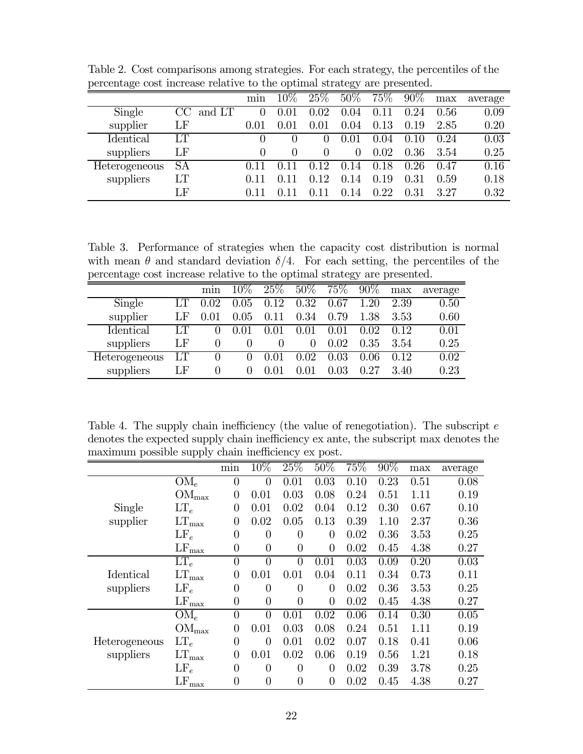Table 2. Cost comparisons among strategies. For each strategy, the percentiles of the percentage cost increase relative to the optimal strategy are presented.

| | | min | 10% | 25% | 50% | 75% | 90% | max | average |
|---|---|---|---|---|---|---|---|---|---|
| Single | CC and LT | 0 | 0.01 | 0.02 | 0.04 | 0.11 | 0.24 | 0.56 | 0.09 |
| supplier | LF | 0.01 | 0.01 | 0.01 | 0.04 | 0.13 | 0.19 | 2.85 | 0.20 |
| Identical | LT | 0 | 0 | 0 | 0.01 | 0.04 | 0.10 | 0.24 | 0.03 |
| suppliers | LF | 0 | 0 | 0 | 0 | 0.02 | 0.36 | 3.54 | 0.25 |
| Heterogeneous | SA | 0.11 | 0.11 | 0.12 | 0.14 | 0.18 | 0.26 | 0.47 | 0.16 |
| suppliers | LT | 0.11 | 0.11 | 0.12 | 0.14 | 0.19 | 0.31 | 0.59 | 0.18 |
| | LF | 0.11 | 0.11 | 0.11 | 0.14 | 0.22 | 0.31 | 3.27 | 0.32 |

Table 3. Performance of strategies when the capacity cost distribution is normal with mean $\theta$ and standard deviation $\delta/4$. For each setting, the percentiles of the percentage cost increase relative to the optimal strategy are presented.

| | | min | 10% | 25% | 50% | 75% | 90% | max | average |
|---|---|---|---|---|---|---|---|---|---|
| Single | LT | 0.02 | 0.05 | 0.12 | 0.32 | 0.67 | 1.20 | 2.39 | 0.50 |
| supplier | LF | 0.01 | 0.05 | 0.11 | 0.34 | 0.79 | 1.38 | 3.53 | 0.60 |
| Identical | LT | 0 | 0.01 | 0.01 | 0.01 | 0.01 | 0.02 | 0.12 | 0.01 |
| suppliers | LF | 0 | 0 | 0 | 0 | 0.02 | 0.35 | 3.54 | 0.25 |
| Heterogeneous | LT | 0 | 0 | 0.01 | 0.02 | 0.03 | 0.06 | 0.12 | 0.02 |
| suppliers | LF | 0 | 0 | 0.01 | 0.01 | 0.03 | 0.27 | 3.40 | 0.23 |

Table 4. The supply chain inefficiency (the value of renegotiation). The subscript $e$ denotes the expected supply chain inefficiency ex ante, the subscript max denotes the maximum possible supply chain inefficiency ex post.

| | | min | 10% | 25% | 50% | 75% | 90% | max | average |
|---|---|---|---|---|---|---|---|---|---|
| | $\text{OM}_e$ | 0 | 0 | 0.01 | 0.03 | 0.10 | 0.23 | 0.51 | 0.08 |
| | $\text{OM}_{\max}$ | 0 | 0.01 | 0.03 | 0.08 | 0.24 | 0.51 | 1.11 | 0.19 |
| Single | $\text{LT}_e$ | 0 | 0.01 | 0.02 | 0.04 | 0.12 | 0.30 | 0.67 | 0.10 |
| supplier | $\text{LT}_{\max}$ | 0 | 0.02 | 0.05 | 0.13 | 0.39 | 1.10 | 2.37 | 0.36 |
| | $\text{LF}_e$ | 0 | 0 | 0 | 0 | 0.02 | 0.36 | 3.53 | 0.25 |
| | $\text{LF}_{\max}$ | 0 | 0 | 0 | 0 | 0.02 | 0.45 | 4.38 | 0.27 |
| | $\text{LT}_e$ | 0 | 0 | 0 | 0.01 | 0.03 | 0.09 | 0.20 | 0.03 |
| Identical | $\text{LT}_{\max}$ | 0 | 0.01 | 0.01 | 0.04 | 0.11 | 0.34 | 0.73 | 0.11 |
| suppliers | $\text{LF}_e$ | 0 | 0 | 0 | 0 | 0.02 | 0.36 | 3.53 | 0.25 |
| | $\text{LF}_{\max}$ | 0 | 0 | 0 | 0 | 0.02 | 0.45 | 4.38 | 0.27 |
| | $\text{OM}_e$ | 0 | 0 | 0.01 | 0.02 | 0.06 | 0.14 | 0.30 | 0.05 |
| | $\text{OM}_{\max}$ | 0 | 0.01 | 0.03 | 0.08 | 0.24 | 0.51 | 1.11 | 0.19 |
| Heterogeneous | $\text{LT}_e$ | 0 | 0 | 0.01 | 0.02 | 0.07 | 0.18 | 0.41 | 0.06 |
| suppliers | $\text{LT}_{\max}$ | 0 | 0.01 | 0.02 | 0.06 | 0.19 | 0.56 | 1.21 | 0.18 |
| | $\text{LF}_e$ | 0 | 0 | 0 | 0 | 0.02 | 0.39 | 3.78 | 0.25 |
| | $\text{LF}_{\max}$ | 0 | 0 | 0 | 0 | 0.02 | 0.45 | 4.38 | 0.27 |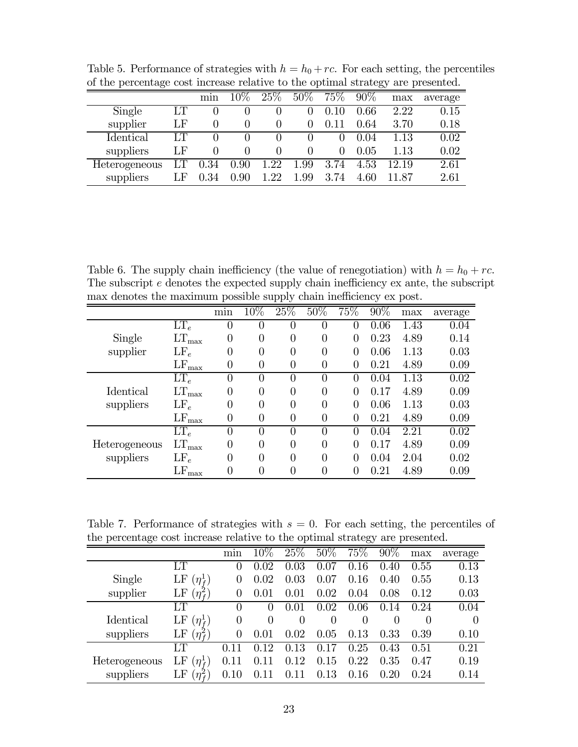Table 5. Performance of strategies with $h = h_0 + rc$. For each setting, the percentiles of the percentage cost increase relative to the optimal strategy are presented.

| | | min | 10% | 25% | 50% | 75% | 90% | max | average |
|---|---|---|---|---|---|---|---|---|---|
| Single | LT | 0 | 0 | 0 | 0 | 0.10 | 0.66 | 2.22 | 0.15 |
| supplier | LF | 0 | 0 | 0 | 0 | 0.11 | 0.64 | 3.70 | 0.18 |
| Identical | LT | 0 | 0 | 0 | 0 | 0 | 0.04 | 1.13 | 0.02 |
| suppliers | LF | 0 | 0 | 0 | 0 | 0 | 0.05 | 1.13 | 0.02 |
| Heterogeneous | LT | 0.34 | 0.90 | 1.22 | 1.99 | 3.74 | 4.53 | 12.19 | 2.61 |
| suppliers | LF | 0.34 | 0.90 | 1.22 | 1.99 | 3.74 | 4.60 | 11.87 | 2.61 |

Table 6. The supply chain inefficiency (the value of renegotiation) with $h = h_0 + rc$. The subscript $e$ denotes the expected supply chain inefficiency ex ante, the subscript max denotes the maximum possible supply chain inefficiency ex post.

| | | min | 10% | 25% | 50% | 75% | 90% | max | average |
|---|---|---|---|---|---|---|---|---|---|
| | $\mathrm{LT}_e$ | 0 | 0 | 0 | 0 | 0 | 0.06 | 1.43 | 0.04 |
| Single | $\mathrm{LT}_{\max}$ | 0 | 0 | 0 | 0 | 0 | 0.23 | 4.89 | 0.14 |
| supplier | $\mathrm{LF}_e$ | 0 | 0 | 0 | 0 | 0 | 0.06 | 1.13 | 0.03 |
| | $\mathrm{LF}_{\max}$ | 0 | 0 | 0 | 0 | 0 | 0.21 | 4.89 | 0.09 |
| | $\mathrm{LT}_e$ | 0 | 0 | 0 | 0 | 0 | 0.04 | 1.13 | 0.02 |
| Identical | $\mathrm{LT}_{\max}$ | 0 | 0 | 0 | 0 | 0 | 0.17 | 4.89 | 0.09 |
| suppliers | $\mathrm{LF}_e$ | 0 | 0 | 0 | 0 | 0 | 0.06 | 1.13 | 0.03 |
| | $\mathrm{LF}_{\max}$ | 0 | 0 | 0 | 0 | 0 | 0.21 | 4.89 | 0.09 |
| | $\mathrm{LT}_e$ | 0 | 0 | 0 | 0 | 0 | 0.04 | 2.21 | 0.02 |
| Heterogeneous | $\mathrm{LT}_{\max}$ | 0 | 0 | 0 | 0 | 0 | 0.17 | 4.89 | 0.09 |
| suppliers | $\mathrm{LF}_e$ | 0 | 0 | 0 | 0 | 0 | 0.04 | 2.04 | 0.02 |
| | $\mathrm{LF}_{\max}$ | 0 | 0 | 0 | 0 | 0 | 0.21 | 4.89 | 0.09 |

Table 7. Performance of strategies with $s = 0$. For each setting, the percentiles of the percentage cost increase relative to the optimal strategy are presented.

| | | min | 10% | 25% | 50% | 75% | 90% | max | average |
|---|---|---|---|---|---|---|---|---|---|
| | LT | 0 | 0.02 | 0.03 | 0.07 | 0.16 | 0.40 | 0.55 | 0.13 |
| Single | LF $(\eta_f^1)$ | 0 | 0.02 | 0.03 | 0.07 | 0.16 | 0.40 | 0.55 | 0.13 |
| supplier | LF $(\eta_f^2)$ | 0 | 0.01 | 0.01 | 0.02 | 0.04 | 0.08 | 0.12 | 0.03 |
| | LT | 0 | 0 | 0.01 | 0.02 | 0.06 | 0.14 | 0.24 | 0.04 |
| Identical | LF $(\eta_f^1)$ | 0 | 0 | 0 | 0 | 0 | 0 | 0 | 0 |
| suppliers | LF $(\eta_f^2)$ | 0 | 0.01 | 0.02 | 0.05 | 0.13 | 0.33 | 0.39 | 0.10 |
| | LT | 0.11 | 0.12 | 0.13 | 0.17 | 0.25 | 0.43 | 0.51 | 0.21 |
| Heterogeneous | LF $(\eta_f^1)$ | 0.11 | 0.11 | 0.12 | 0.15 | 0.22 | 0.35 | 0.47 | 0.19 |
| suppliers | LF $(\eta_f^2)$ | 0.10 | 0.11 | 0.11 | 0.13 | 0.16 | 0.20 | 0.24 | 0.14 |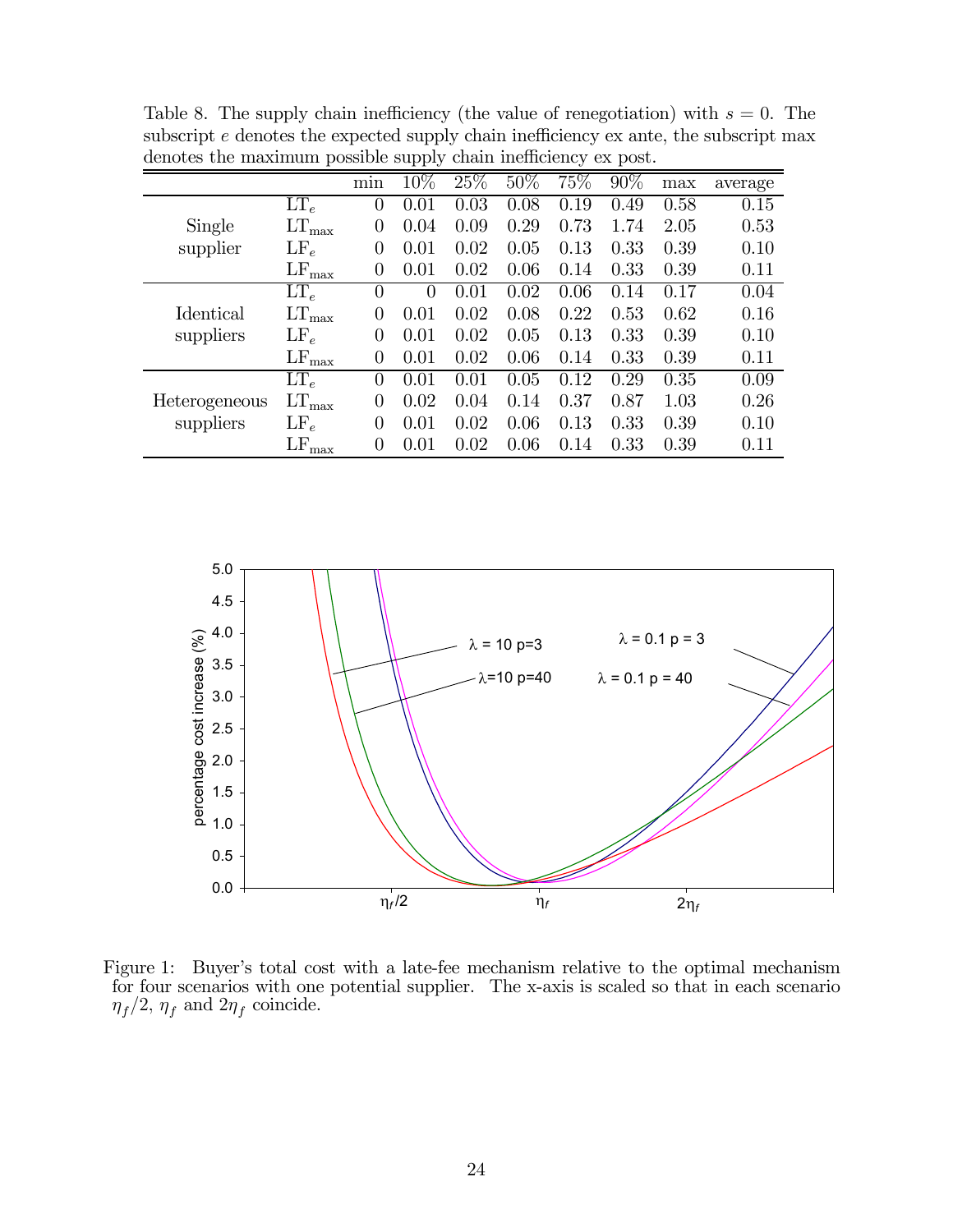Table 8. The supply chain inefficiency (the value of renegotiation) with $s = 0$. The subscript $e$ denotes the expected supply chain inefficiency ex ante, the subscript max denotes the maximum possible supply chain inefficiency ex post.

| | | min | 10% | 25% | 50% | 75% | 90% | max | average |
|---|---|---|---|---|---|---|---|---|---|
| Single supplier | $LT_e$ | 0 | 0.01 | 0.03 | 0.08 | 0.19 | 0.49 | 0.58 | 0.15 |
| | $LT_{max}$ | 0 | 0.04 | 0.09 | 0.29 | 0.73 | 1.74 | 2.05 | 0.53 |
| | $LF_e$ | 0 | 0.01 | 0.02 | 0.05 | 0.13 | 0.33 | 0.39 | 0.10 |
| | $LF_{max}$ | 0 | 0.01 | 0.02 | 0.06 | 0.14 | 0.33 | 0.39 | 0.11 |
| Identical suppliers | $LT_e$ | 0 | 0 | 0.01 | 0.02 | 0.06 | 0.14 | 0.17 | 0.04 |
| | $LT_{max}$ | 0 | 0.01 | 0.02 | 0.08 | 0.22 | 0.53 | 0.62 | 0.16 |
| | $LF_e$ | 0 | 0.01 | 0.02 | 0.05 | 0.13 | 0.33 | 0.39 | 0.10 |
| | $LF_{max}$ | 0 | 0.01 | 0.02 | 0.06 | 0.14 | 0.33 | 0.39 | 0.11 |
| Heterogeneous suppliers | $LT_e$ | 0 | 0.01 | 0.01 | 0.05 | 0.12 | 0.29 | 0.35 | 0.09 |
| | $LT_{max}$ | 0 | 0.02 | 0.04 | 0.14 | 0.37 | 0.87 | 1.03 | 0.26 |
| | $LF_e$ | 0 | 0.01 | 0.02 | 0.06 | 0.13 | 0.33 | 0.39 | 0.10 |
| | $LF_{max}$ | 0 | 0.01 | 0.02 | 0.06 | 0.14 | 0.33 | 0.39 | 0.11 |

Figure 1: Buyer's total cost with a late-fee mechanism relative to the optimal mechanism for four scenarios with one potential supplier. The x-axis is scaled so that in each scenario $\eta_f/2$, $\eta_f$ and $2\eta_f$ coincide.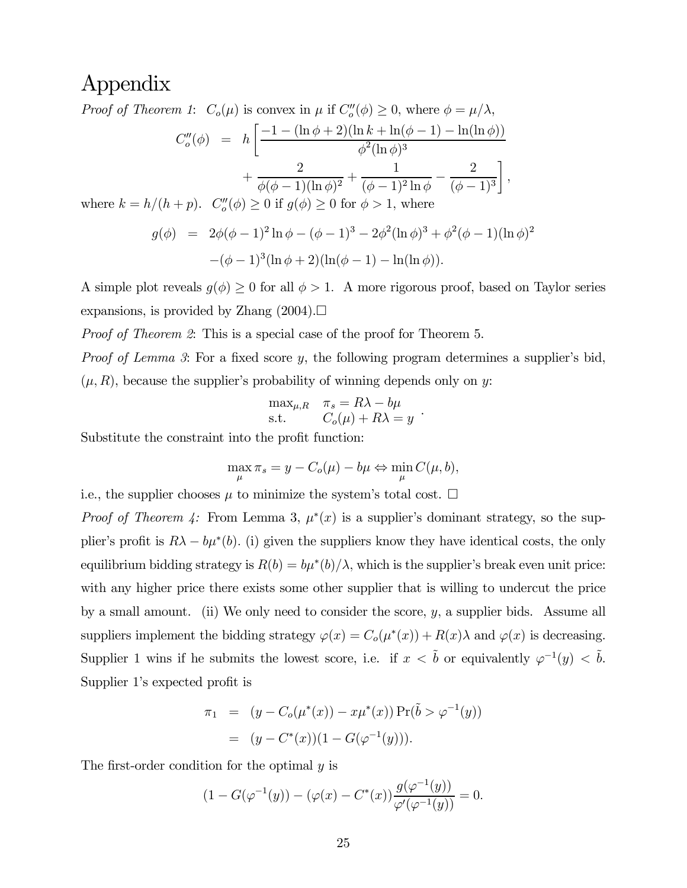# Appendix

*Proof of Theorem 1*: $C_o(\mu)$ is convex in $\mu$ if $C_o''(\phi) \geq 0$, where $\phi = \mu/\lambda$,

$$
\begin{aligned}
C_o''(\phi) &= h\left[\frac{-1-(\ln\phi+2)(\ln k+\ln(\phi-1)-\ln(\ln\phi))}{\phi^2(\ln\phi)^3}\right. \\
&\qquad \left. +\frac{2}{\phi(\phi-1)(\ln\phi)^2}+\frac{1}{(\phi-1)^2\ln\phi}-\frac{2}{(\phi-1)^3}\right],
\end{aligned}
$$

where $k = h/(h+p)$. $C_o''(\phi) \geq 0$ if $g(\phi) \geq 0$ for $\phi > 1$, where

$$
\begin{aligned}
g(\phi) &= 2\phi(\phi-1)^2\ln\phi-(\phi-1)^3-2\phi^2(\ln\phi)^3+\phi^2(\phi-1)(\ln\phi)^2 \\
&\quad -(\phi-1)^3(\ln\phi+2)(\ln(\phi-1)-\ln(\ln\phi)).
\end{aligned}
$$

A simple plot reveals $g(\phi) \geq 0$ for all $\phi > 1$. A more rigorous proof, based on Taylor series expansions, is provided by Zhang (2004).□

*Proof of Theorem 2*: This is a special case of the proof for Theorem 5.

*Proof of Lemma 3*: For a fixed score $y$, the following program determines a supplier's bid, $(\mu, R)$, because the supplier's probability of winning depends only on $y$:

$$
\begin{array}{ll}
\max_{\mu,R} & \pi_s = R\lambda - b\mu \\
\text{s.t.} & C_o(\mu) + R\lambda = y
\end{array}.
$$

Substitute the constraint into the profit function:

$$
\max_{\mu} \pi_s = y - C_o(\mu) - b\mu \Leftrightarrow \min_{\mu} C(\mu, b),
$$

i.e., the supplier chooses $\mu$ to minimize the system's total cost. □

*Proof of Theorem 4:* From Lemma 3, $\mu^*(x)$ is a supplier's dominant strategy, so the supplier's profit is $R\lambda - b\mu^*(b)$. (i) given the suppliers know they have identical costs, the only equilibrium bidding strategy is $R(b) = b\mu^*(b)/\lambda$, which is the supplier's break even unit price: with any higher price there exists some other supplier that is willing to undercut the price by a small amount. (ii) We only need to consider the score, $y$, a supplier bids. Assume all suppliers implement the bidding strategy $\varphi(x) = C_o(\mu^*(x)) + R(x)\lambda$ and $\varphi(x)$ is decreasing. Supplier 1 wins if he submits the lowest score, i.e. if $x < \tilde{b}$ or equivalently $\varphi^{-1}(y) < \tilde{b}$. Supplier 1's expected profit is

$$
\begin{aligned}
\pi_1 &= (y - C_o(\mu^*(x)) - x\mu^*(x)) \Pr(\tilde{b} > \varphi^{-1}(y)) \\
&= (y - C^*(x))(1 - G(\varphi^{-1}(y))).
\end{aligned}
$$

The first-order condition for the optimal $y$ is

$$
(1 - G(\varphi^{-1}(y))) - (\varphi(x) - C^*(x))\frac{g(\varphi^{-1}(y))}{\varphi'(\varphi^{-1}(y))} = 0.
$$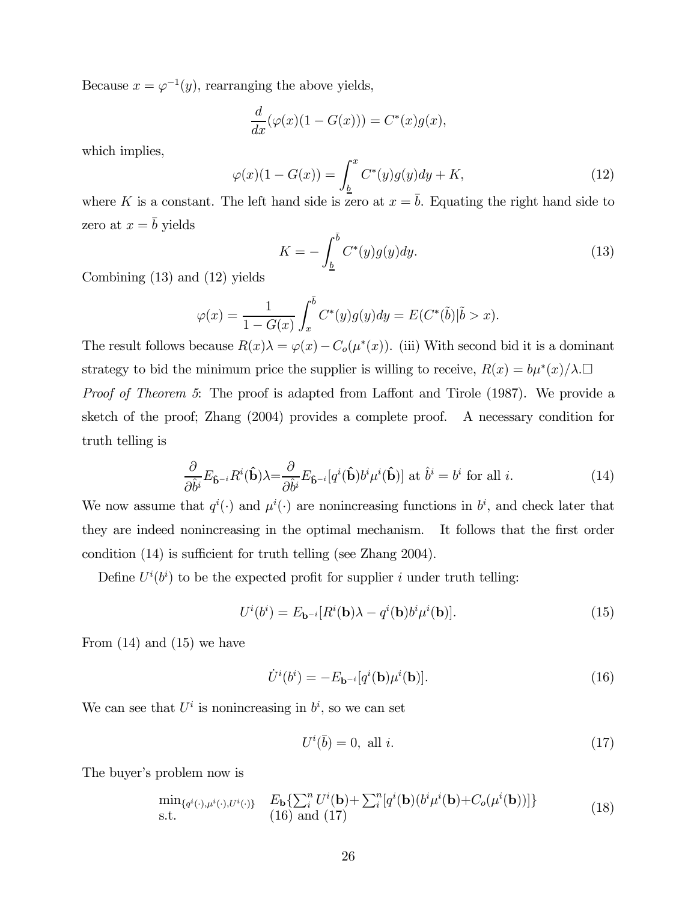Because $x = \varphi^{-1}(y)$, rearranging the above yields,

$$\frac{d}{dx}(\varphi(x)(1 - G(x))) = C^*(x)g(x),$$

which implies,

$$\varphi(x)(1 - G(x)) = \int_{\underline{b}}^{x} C^*(y)g(y)dy + K, \tag{12}$$

where $K$ is a constant. The left hand side is zero at $x = \bar{b}$. Equating the right hand side to zero at $x = \bar{b}$ yields

$$K = -\int_{\underline{b}}^{\bar{b}} C^*(y)g(y)dy. \tag{13}$$

Combining (13) and (12) yields

$$\varphi(x) = \frac{1}{1 - G(x)} \int_{x}^{\bar{b}} C^*(y)g(y)dy = E(C^*(\tilde{b})|\tilde{b} > x).$$

The result follows because $R(x)\lambda = \varphi(x) - C_o(\mu^*(x))$. (iii) With second bid it is a dominant strategy to bid the minimum price the supplier is willing to receive, $R(x) = b\mu^*(x)/\lambda$.□

*Proof of Theorem 5*: The proof is adapted from Laffont and Tirole (1987). We provide a sketch of the proof; Zhang (2004) provides a complete proof. A necessary condition for truth telling is

$$\frac{\partial}{\partial \hat{b}^i} E_{\hat{\mathbf{b}}^{-i}} R^i(\hat{\mathbf{b}})\lambda = \frac{\partial}{\partial \hat{b}^i} E_{\hat{\mathbf{b}}^{-i}}[q^i(\hat{\mathbf{b}}) b^i \mu^i(\hat{\mathbf{b}})] \text{ at } \hat{b}^i = b^i \text{ for all } i. \tag{14}$$

We now assume that $q^i(\cdot)$ and $\mu^i(\cdot)$ are nonincreasing functions in $b^i$, and check later that they are indeed nonincreasing in the optimal mechanism. It follows that the first order condition (14) is sufficient for truth telling (see Zhang 2004).

Define $U^i(b^i)$ to be the expected profit for supplier $i$ under truth telling:

$$U^i(b^i) = E_{\mathbf{b}^{-i}}[R^i(\mathbf{b})\lambda - q^i(\mathbf{b}) b^i \mu^i(\mathbf{b})]. \tag{15}$$

From (14) and (15) we have

$$\dot{U}^i(b^i) = -E_{\mathbf{b}^{-i}}[q^i(\mathbf{b})\mu^i(\mathbf{b})]. \tag{16}$$

We can see that $U^i$ is nonincreasing in $b^i$, so we can set

$$U^i(\bar{b}) = 0, \text{ all } i. \tag{17}$$

The buyer's problem now is

$$\begin{array}{ll} \min_{\{q^i(\cdot),\mu^i(\cdot),U^i(\cdot)\}} & E_{\mathbf{b}}\{\sum_i^n U^i(\mathbf{b}) + \sum_i^n [q^i(\mathbf{b})(b^i\mu^i(\mathbf{b}) + C_o(\mu^i(\mathbf{b}))]\} \\ \text{s.t.} & (16) \text{ and } (17) \end{array} \tag{18}$$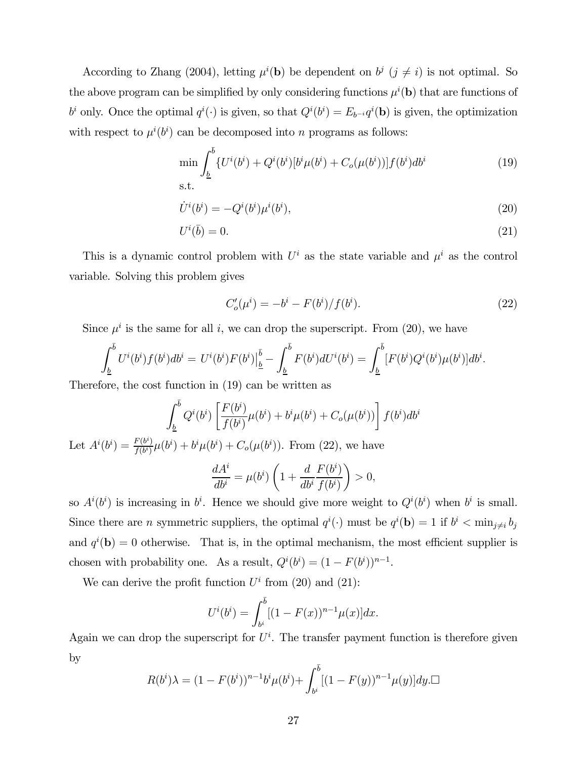According to Zhang (2004), letting $\mu^i(\mathbf{b})$ be dependent on $b^j$ ($j \neq i$) is not optimal. So the above program can be simplified by only considering functions $\mu^i(\mathbf{b})$ that are functions of $b^i$ only. Once the optimal $q^i(\cdot)$ is given, so that $Q^i(b^i) = E_{b^{-i}} q^i(\mathbf{b})$ is given, the optimization with respect to $\mu^i(b^i)$ can be decomposed into $n$ programs as follows:

$$\min \int_{\underline{b}}^{\bar{b}} \{U^i(b^i) + Q^i(b^i)[b^i \mu(b^i) + C_o(\mu(b^i))]f(b^i)db^i \tag{19}$$

s.t.

$$\dot{U}^i(b^i) = -Q^i(b^i)\mu^i(b^i), \tag{20}$$

$$U^i(\bar{b}) = 0. \tag{21}$$

This is a dynamic control problem with $U^i$ as the state variable and $\mu^i$ as the control variable. Solving this problem gives

$$C_o'(\mu^i) = -b^i - F(b^i)/f(b^i). \tag{22}$$

Since $\mu^i$ is the same for all $i$, we can drop the superscript. From (20), we have

$$\int_{\underline{b}}^{\bar{b}} U^i(b^i)f(b^i)db^i = U^i(b^i)F(b^i)\big|_{\underline{b}}^{\bar{b}} - \int_{\underline{b}}^{\bar{b}} F(b^i)dU^i(b^i) = \int_{\underline{b}}^{\bar{b}} [F(b^i)Q^i(b^i)\mu(b^i)]db^i.$$

Therefore, the cost function in (19) can be written as

$$\int_{\underline{b}}^{\bar{b}} Q^i(b^i) \left[ \frac{F(b^i)}{f(b^i)}\mu(b^i) + b^i\mu(b^i) + C_o(\mu(b^i)) \right] f(b^i)db^i$$

Let $A^i(b^i) = \frac{F(b^i)}{f(b^i)}\mu(b^i) + b^i\mu(b^i) + C_o(\mu(b^i))$. From (22), we have

$$\frac{dA^i}{db^i} = \mu(b^i)\left(1 + \frac{d}{db^i}\frac{F(b^i)}{f(b^i)}\right) > 0,$$

so $A^i(b^i)$ is increasing in $b^i$. Hence we should give more weight to $Q^i(b^i)$ when $b^i$ is small. Since there are $n$ symmetric suppliers, the optimal $q^i(\cdot)$ must be $q^i(\mathbf{b}) = 1$ if $b^i < \min_{j\neq i} b_j$ and $q^i(\mathbf{b}) = 0$ otherwise. That is, in the optimal mechanism, the most efficient supplier is chosen with probability one. As a result, $Q^i(b^i) = (1 - F(b^i))^{n-1}$.

We can derive the profit function $U^i$ from (20) and (21):

$$U^i(b^i) = \int_{b^i}^{\bar{b}} [(1 - F(x))^{n-1}\mu(x)]dx.$$

Again we can drop the superscript for $U^i$. The transfer payment function is therefore given by

$$R(b^i)\lambda = (1 - F(b^i))^{n-1}b^i\mu(b^i) + \int_{b^i}^{\bar{b}} [(1 - F(y))^{n-1}\mu(y)]dy. \square$$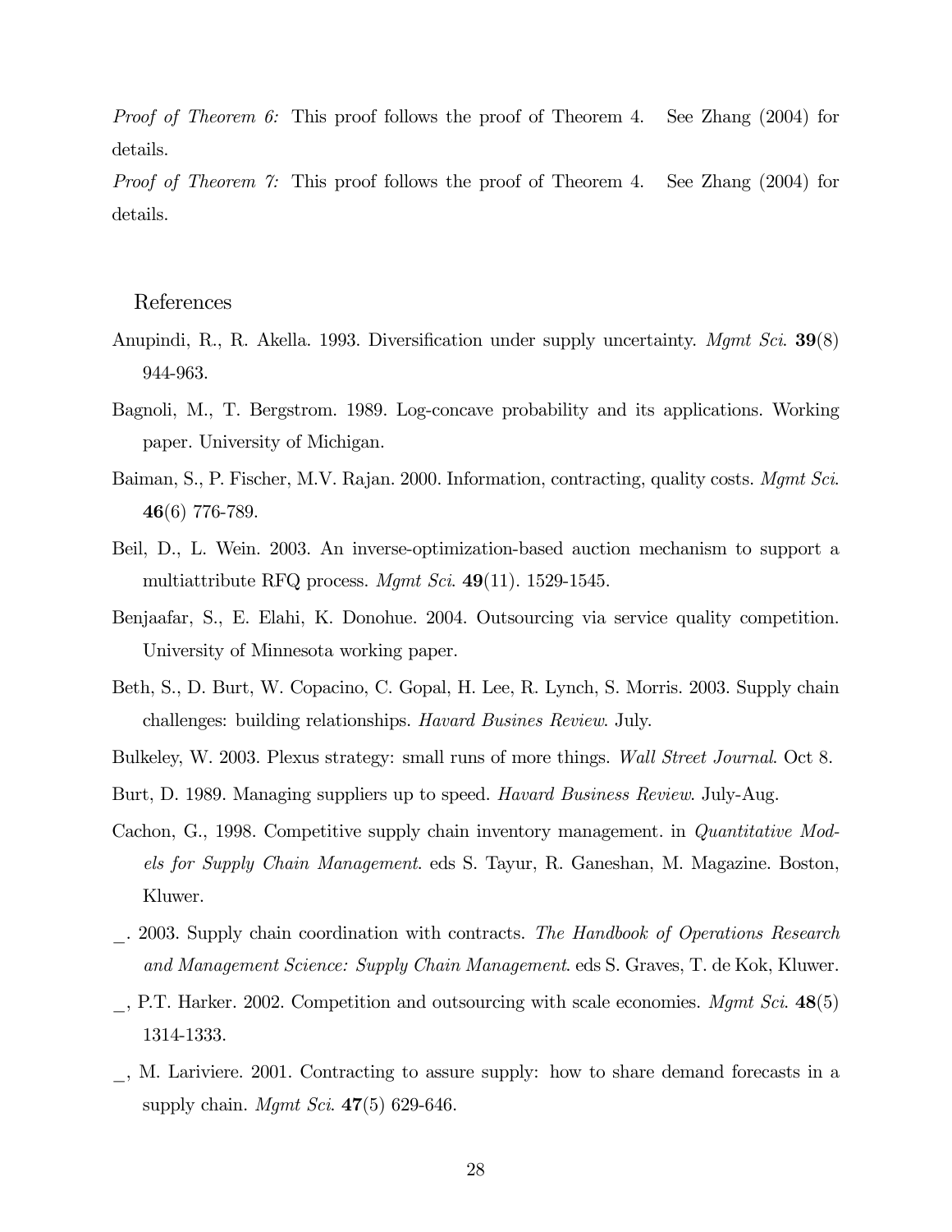*Proof of Theorem 6:* This proof follows the proof of Theorem 4. See Zhang (2004) for details.

*Proof of Theorem 7:* This proof follows the proof of Theorem 4. See Zhang (2004) for details.

## References

Anupindi, R., R. Akella. 1993. Diversification under supply uncertainty. *Mgmt Sci.* **39**(8) 944-963.

Bagnoli, M., T. Bergstrom. 1989. Log-concave probability and its applications. Working paper. University of Michigan.

Baiman, S., P. Fischer, M.V. Rajan. 2000. Information, contracting, quality costs. *Mgmt Sci.* **46**(6) 776-789.

Beil, D., L. Wein. 2003. An inverse-optimization-based auction mechanism to support a multiattribute RFQ process. *Mgmt Sci.* **49**(11). 1529-1545.

Benjaafar, S., E. Elahi, K. Donohue. 2004. Outsourcing via service quality competition. University of Minnesota working paper.

Beth, S., D. Burt, W. Copacino, C. Gopal, H. Lee, R. Lynch, S. Morris. 2003. Supply chain challenges: building relationships. *Havard Busines Review*. July.

Bulkeley, W. 2003. Plexus strategy: small runs of more things. *Wall Street Journal*. Oct 8.

Burt, D. 1989. Managing suppliers up to speed. *Havard Business Review*. July-Aug.

Cachon, G., 1998. Competitive supply chain inventory management. in *Quantitative Models for Supply Chain Management*. eds S. Tayur, R. Ganeshan, M. Magazine. Boston, Kluwer.

_. 2003. Supply chain coordination with contracts. *The Handbook of Operations Research and Management Science: Supply Chain Management*. eds S. Graves, T. de Kok, Kluwer.

_, P.T. Harker. 2002. Competition and outsourcing with scale economies. *Mgmt Sci.* **48**(5) 1314-1333.

_, M. Lariviere. 2001. Contracting to assure supply: how to share demand forecasts in a supply chain. *Mgmt Sci.* **47**(5) 629-646.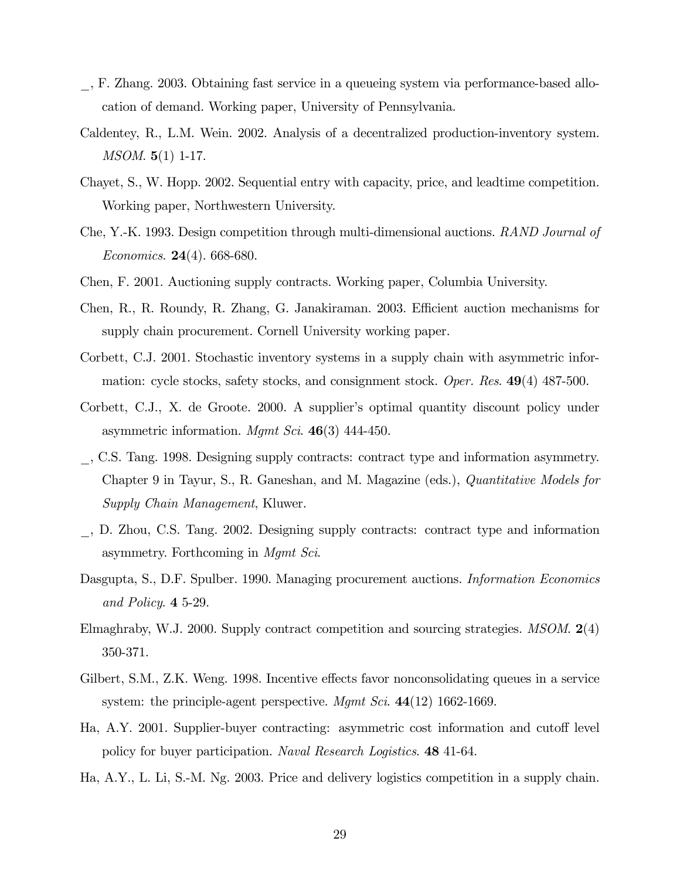_, F. Zhang. 2003. Obtaining fast service in a queueing system via performance-based allocation of demand. Working paper, University of Pennsylvania.

Caldentey, R., L.M. Wein. 2002. Analysis of a decentralized production-inventory system. *MSOM*. **5**(1) 1-17.

Chayet, S., W. Hopp. 2002. Sequential entry with capacity, price, and leadtime competition. Working paper, Northwestern University.

Che, Y.-K. 1993. Design competition through multi-dimensional auctions. *RAND Journal of Economics*. **24**(4). 668-680.

Chen, F. 2001. Auctioning supply contracts. Working paper, Columbia University.

Chen, R., R. Roundy, R. Zhang, G. Janakiraman. 2003. Efficient auction mechanisms for supply chain procurement. Cornell University working paper.

Corbett, C.J. 2001. Stochastic inventory systems in a supply chain with asymmetric information: cycle stocks, safety stocks, and consignment stock. *Oper. Res*. **49**(4) 487-500.

Corbett, C.J., X. de Groote. 2000. A supplier's optimal quantity discount policy under asymmetric information. *Mgmt Sci*. **46**(3) 444-450.

_, C.S. Tang. 1998. Designing supply contracts: contract type and information asymmetry. Chapter 9 in Tayur, S., R. Ganeshan, and M. Magazine (eds.), *Quantitative Models for Supply Chain Management*, Kluwer.

_, D. Zhou, C.S. Tang. 2002. Designing supply contracts: contract type and information asymmetry. Forthcoming in *Mgmt Sci*.

Dasgupta, S., D.F. Spulber. 1990. Managing procurement auctions. *Information Economics and Policy*. **4** 5-29.

Elmaghraby, W.J. 2000. Supply contract competition and sourcing strategies. *MSOM*. **2**(4) 350-371.

Gilbert, S.M., Z.K. Weng. 1998. Incentive effects favor nonconsolidating queues in a service system: the principle-agent perspective. *Mgmt Sci*. **44**(12) 1662-1669.

Ha, A.Y. 2001. Supplier-buyer contracting: asymmetric cost information and cutoff level policy for buyer participation. *Naval Research Logistics*. **48** 41-64.

Ha, A.Y., L. Li, S.-M. Ng. 2003. Price and delivery logistics competition in a supply chain.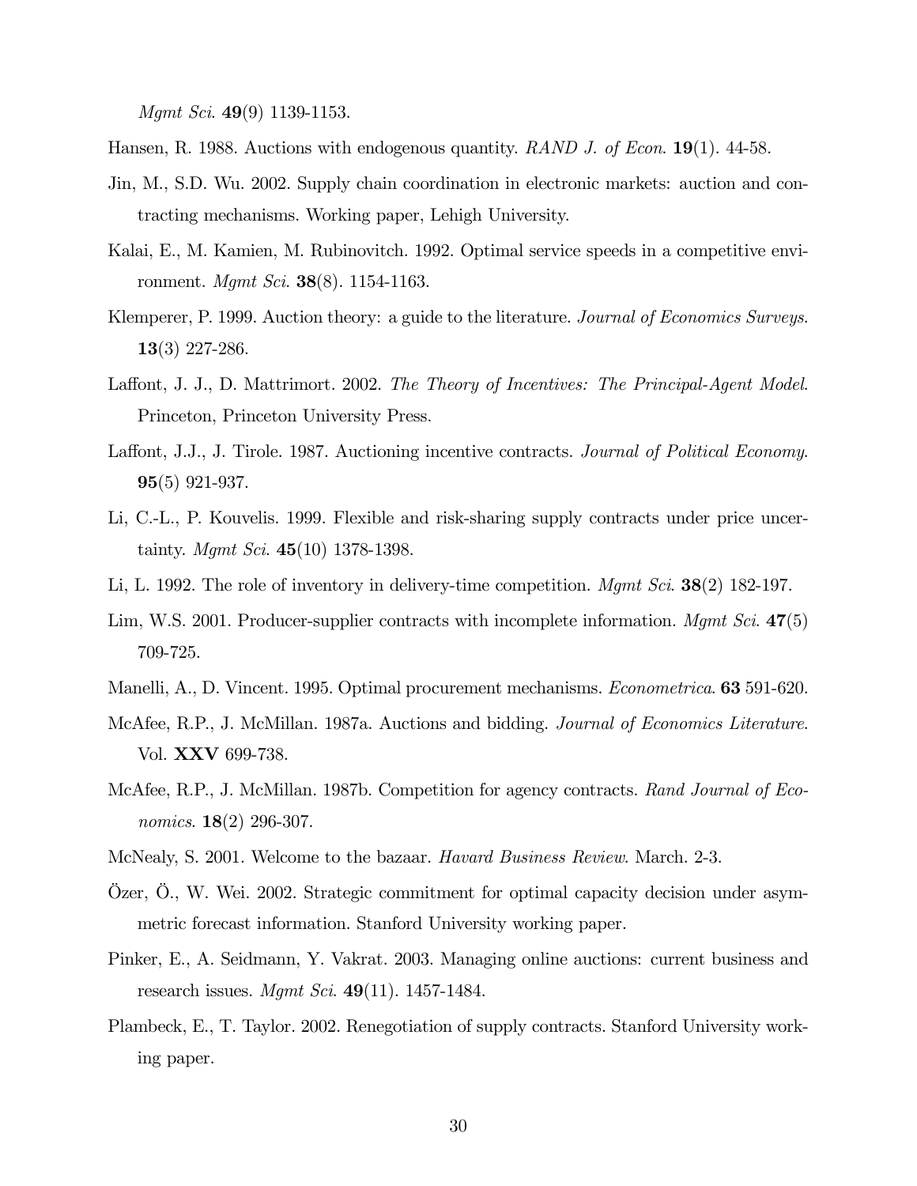*Mgmt Sci*. **49**(9) 1139-1153.

Hansen, R. 1988. Auctions with endogenous quantity. *RAND J. of Econ*. **19**(1). 44-58.

Jin, M., S.D. Wu. 2002. Supply chain coordination in electronic markets: auction and contracting mechanisms. Working paper, Lehigh University.

Kalai, E., M. Kamien, M. Rubinovitch. 1992. Optimal service speeds in a competitive environment. *Mgmt Sci*. **38**(8). 1154-1163.

Klemperer, P. 1999. Auction theory: a guide to the literature. *Journal of Economics Surveys*. **13**(3) 227-286.

Laffont, J. J., D. Mattrimort. 2002. *The Theory of Incentives: The Principal-Agent Model*. Princeton, Princeton University Press.

Laffont, J.J., J. Tirole. 1987. Auctioning incentive contracts. *Journal of Political Economy*. **95**(5) 921-937.

Li, C.-L., P. Kouvelis. 1999. Flexible and risk-sharing supply contracts under price uncertainty. *Mgmt Sci*. **45**(10) 1378-1398.

Li, L. 1992. The role of inventory in delivery-time competition. *Mgmt Sci*. **38**(2) 182-197.

Lim, W.S. 2001. Producer-supplier contracts with incomplete information. *Mgmt Sci*. **47**(5) 709-725.

Manelli, A., D. Vincent. 1995. Optimal procurement mechanisms. *Econometrica*. **63** 591-620.

McAfee, R.P., J. McMillan. 1987a. Auctions and bidding. *Journal of Economics Literature*. Vol. **XXV** 699-738.

McAfee, R.P., J. McMillan. 1987b. Competition for agency contracts. *Rand Journal of Economics*. **18**(2) 296-307.

McNealy, S. 2001. Welcome to the bazaar. *Havard Business Review*. March. 2-3.

Özer, Ö., W. Wei. 2002. Strategic commitment for optimal capacity decision under asymmetric forecast information. Stanford University working paper.

Pinker, E., A. Seidmann, Y. Vakrat. 2003. Managing online auctions: current business and research issues. *Mgmt Sci*. **49**(11). 1457-1484.

Plambeck, E., T. Taylor. 2002. Renegotiation of supply contracts. Stanford University working paper.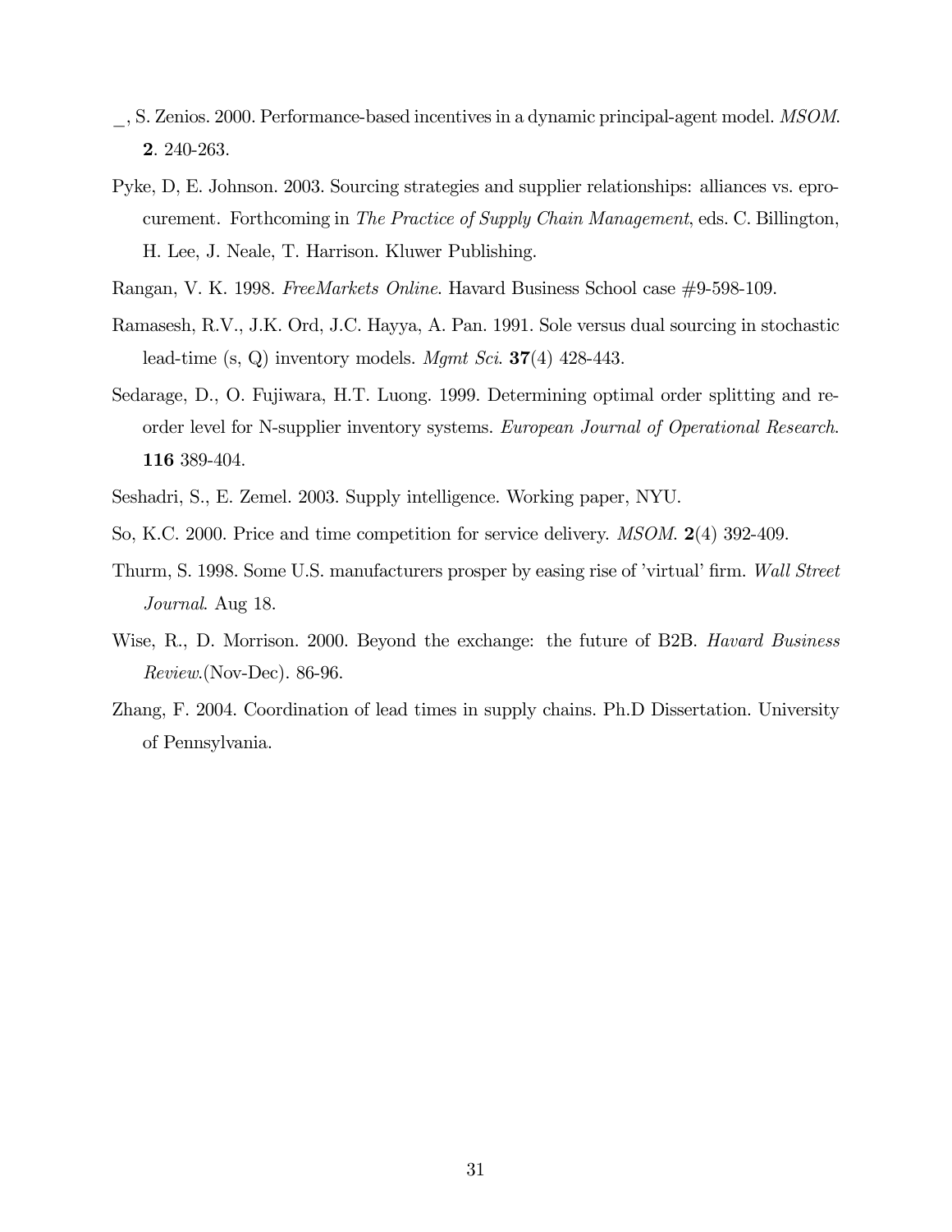_, S. Zenios. 2000. Performance-based incentives in a dynamic principal-agent model. *MSOM*. **2**. 240-263.

Pyke, D, E. Johnson. 2003. Sourcing strategies and supplier relationships: alliances vs. eprocurement. Forthcoming in *The Practice of Supply Chain Management*, eds. C. Billington, H. Lee, J. Neale, T. Harrison. Kluwer Publishing.

Rangan, V. K. 1998. *FreeMarkets Online*. Havard Business School case #9-598-109.

Ramasesh, R.V., J.K. Ord, J.C. Hayya, A. Pan. 1991. Sole versus dual sourcing in stochastic lead-time (s, Q) inventory models. *Mgmt Sci.* **37**(4) 428-443.

Sedarage, D., O. Fujiwara, H.T. Luong. 1999. Determining optimal order splitting and reorder level for N-supplier inventory systems. *European Journal of Operational Research.* **116** 389-404.

Seshadri, S., E. Zemel. 2003. Supply intelligence. Working paper, NYU.

So, K.C. 2000. Price and time competition for service delivery. *MSOM*. **2**(4) 392-409.

Thurm, S. 1998. Some U.S. manufacturers prosper by easing rise of 'virtual' firm. *Wall Street Journal*. Aug 18.

Wise, R., D. Morrison. 2000. Beyond the exchange: the future of B2B. *Havard Business Review*.(Nov-Dec). 86-96.

Zhang, F. 2004. Coordination of lead times in supply chains. Ph.D Dissertation. University of Pennsylvania.